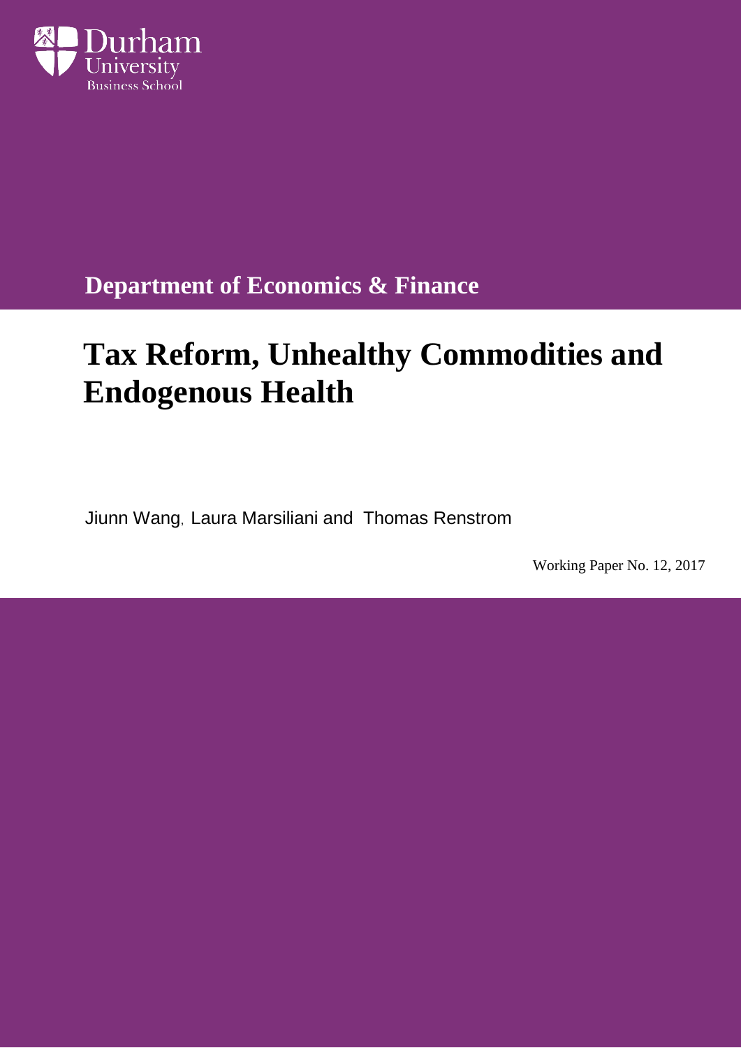Durham University Business School

**Department of Economics & Finance**

# Tax Reform, Unhealthy Commodities and Endogenous Health

Jiunn Wang, Laura Marsiliani and Thomas Renstrom

Working Paper No. 12, 2017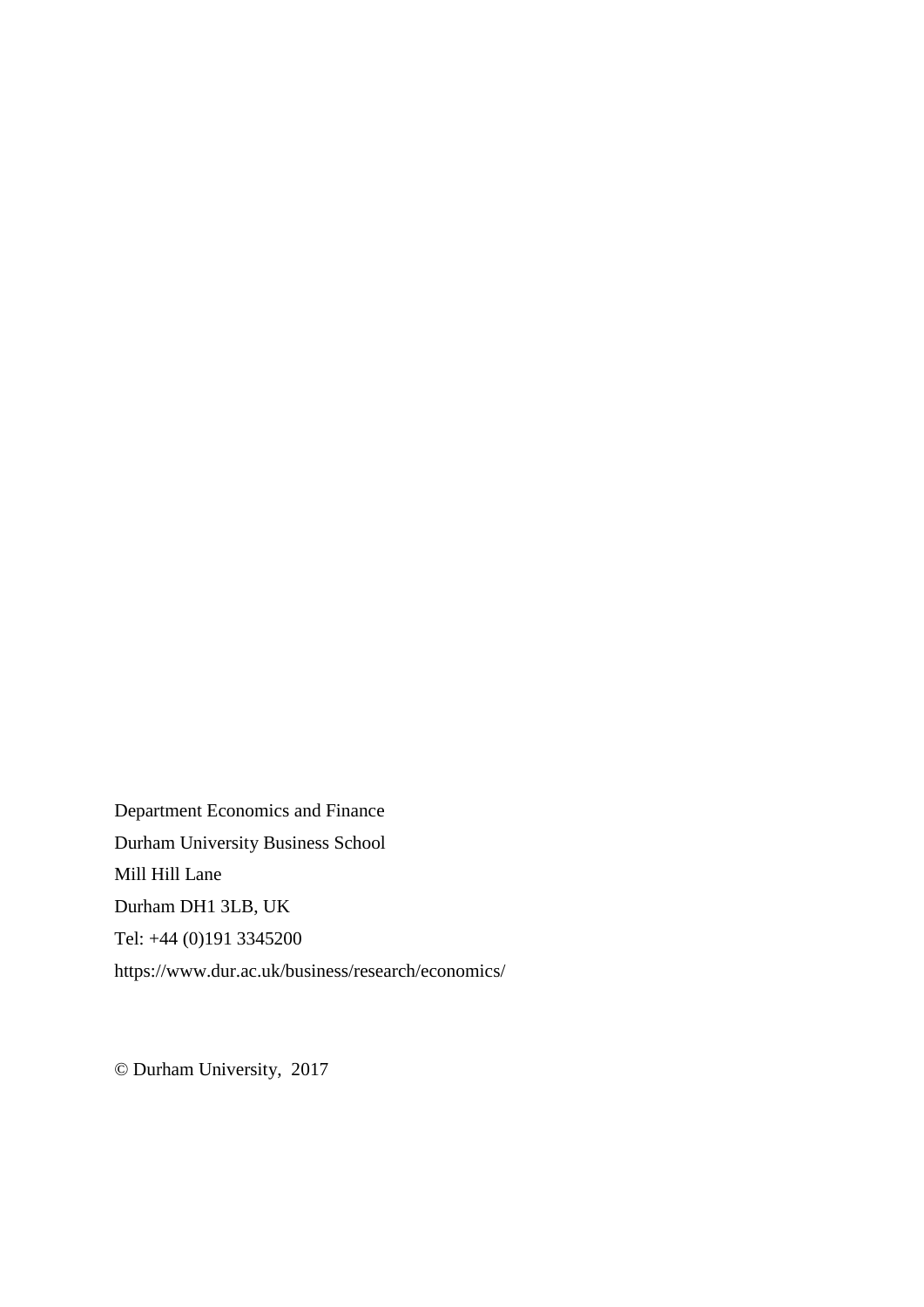Department Economics and Finance

Durham University Business School

Mill Hill Lane

Durham DH1 3LB, UK

Tel: +44 (0)191 3345200

https://www.dur.ac.uk/business/research/economics/

© Durham University, 2017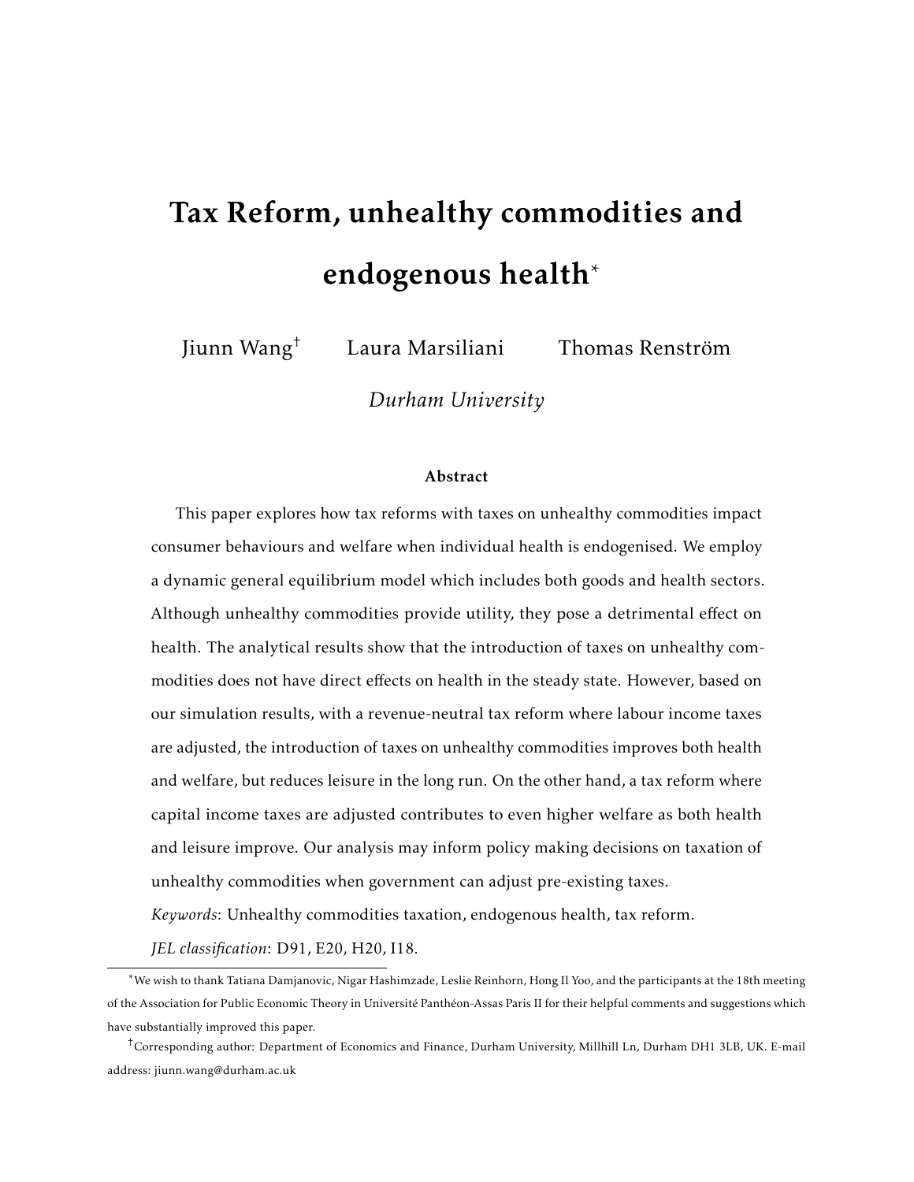# Tax Reform, unhealthy commodities and endogenous health*

Jiunn Wang[†] Laura Marsiliani Thomas Renström

*Durham University*

### Abstract

This paper explores how tax reforms with taxes on unhealthy commodities impact consumer behaviours and welfare when individual health is endogenised. We employ a dynamic general equilibrium model which includes both goods and health sectors. Although unhealthy commodities provide utility, they pose a detrimental effect on health. The analytical results show that the introduction of taxes on unhealthy commodities does not have direct effects on health in the steady state. However, based on our simulation results, with a revenue-neutral tax reform where labour income taxes are adjusted, the introduction of taxes on unhealthy commodities improves both health and welfare, but reduces leisure in the long run. On the other hand, a tax reform where capital income taxes are adjusted contributes to even higher welfare as both health and leisure improve. Our analysis may inform policy making decisions on taxation of unhealthy commodities when government can adjust pre-existing taxes.

*Keywords*: Unhealthy commodities taxation, endogenous health, tax reform.

*JEL classification*: D91, E20, H20, I18.

---

*We wish to thank Tatiana Damjanovic, Nigar Hashimzade, Leslie Reinhorn, Hong Il Yoo, and the participants at the 18th meeting of the Association for Public Economic Theory in Université Panthéon-Assas Paris II for their helpful comments and suggestions which have substantially improved this paper.

[†]Corresponding author: Department of Economics and Finance, Durham University, Millhill Ln, Durham DH1 3LB, UK. E-mail address: jiunn.wang@durham.ac.uk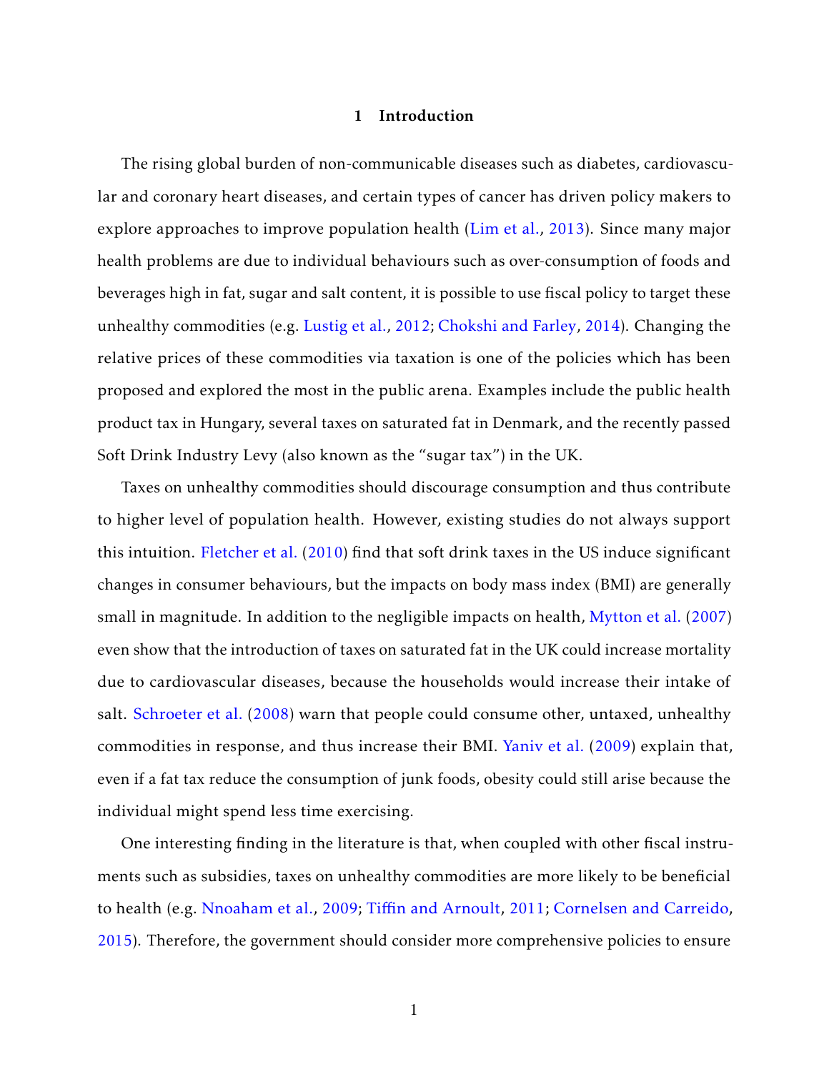# 1 Introduction

The rising global burden of non-communicable diseases such as diabetes, cardiovascular and coronary heart diseases, and certain types of cancer has driven policy makers to explore approaches to improve population health (Lim et al., 2013). Since many major health problems are due to individual behaviours such as over-consumption of foods and beverages high in fat, sugar and salt content, it is possible to use fiscal policy to target these unhealthy commodities (e.g. Lustig et al., 2012; Chokshi and Farley, 2014). Changing the relative prices of these commodities via taxation is one of the policies which has been proposed and explored the most in the public arena. Examples include the public health product tax in Hungary, several taxes on saturated fat in Denmark, and the recently passed Soft Drink Industry Levy (also known as the "sugar tax") in the UK.

Taxes on unhealthy commodities should discourage consumption and thus contribute to higher level of population health. However, existing studies do not always support this intuition. Fletcher et al. (2010) find that soft drink taxes in the US induce significant changes in consumer behaviours, but the impacts on body mass index (BMI) are generally small in magnitude. In addition to the negligible impacts on health, Mytton et al. (2007) even show that the introduction of taxes on saturated fat in the UK could increase mortality due to cardiovascular diseases, because the households would increase their intake of salt. Schroeter et al. (2008) warn that people could consume other, untaxed, unhealthy commodities in response, and thus increase their BMI. Yaniv et al. (2009) explain that, even if a fat tax reduce the consumption of junk foods, obesity could still arise because the individual might spend less time exercising.

One interesting finding in the literature is that, when coupled with other fiscal instruments such as subsidies, taxes on unhealthy commodities are more likely to be beneficial to health (e.g. Nnoaham et al., 2009; Tiffin and Arnoult, 2011; Cornelsen and Carreido, 2015). Therefore, the government should consider more comprehensive policies to ensure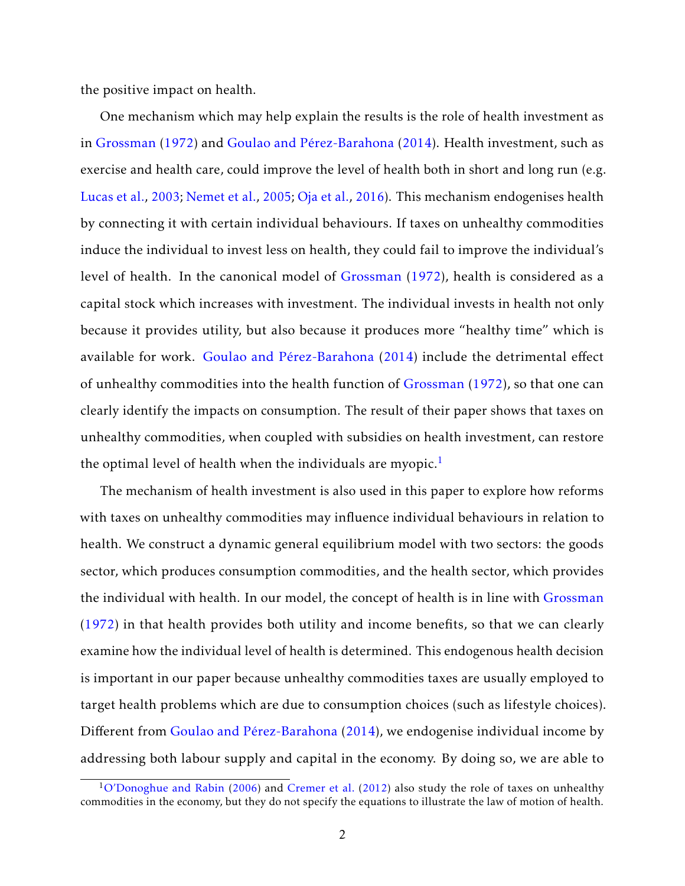the positive impact on health.

One mechanism which may help explain the results is the role of health investment as in Grossman (1972) and Goulao and Pérez-Barahona (2014). Health investment, such as exercise and health care, could improve the level of health both in short and long run (e.g. Lucas et al., 2003; Nemet et al., 2005; Oja et al., 2016). This mechanism endogenises health by connecting it with certain individual behaviours. If taxes on unhealthy commodities induce the individual to invest less on health, they could fail to improve the individual's level of health. In the canonical model of Grossman (1972), health is considered as a capital stock which increases with investment. The individual invests in health not only because it provides utility, but also because it produces more "healthy time" which is available for work. Goulao and Pérez-Barahona (2014) include the detrimental effect of unhealthy commodities into the health function of Grossman (1972), so that one can clearly identify the impacts on consumption. The result of their paper shows that taxes on unhealthy commodities, when coupled with subsidies on health investment, can restore the optimal level of health when the individuals are myopic.[1]

The mechanism of health investment is also used in this paper to explore how reforms with taxes on unhealthy commodities may influence individual behaviours in relation to health. We construct a dynamic general equilibrium model with two sectors: the goods sector, which produces consumption commodities, and the health sector, which provides the individual with health. In our model, the concept of health is in line with Grossman (1972) in that health provides both utility and income benefits, so that we can clearly examine how the individual level of health is determined. This endogenous health decision is important in our paper because unhealthy commodities taxes are usually employed to target health problems which are due to consumption choices (such as lifestyle choices). Different from Goulao and Pérez-Barahona (2014), we endogenise individual income by addressing both labour supply and capital in the economy. By doing so, we are able to

[1] O'Donoghue and Rabin (2006) and Cremer et al. (2012) also study the role of taxes on unhealthy commodities in the economy, but they do not specify the equations to illustrate the law of motion of health.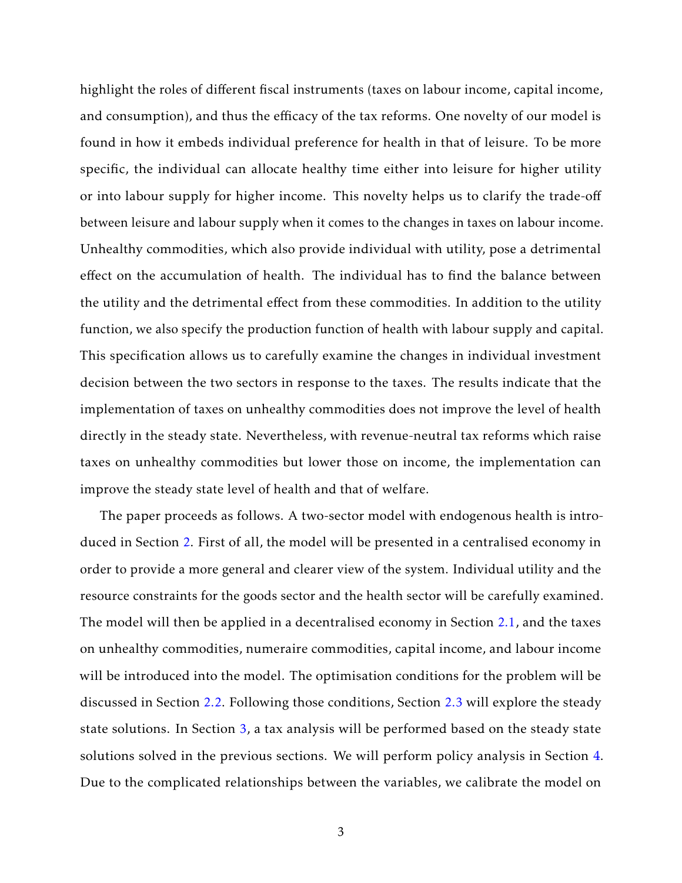highlight the roles of different fiscal instruments (taxes on labour income, capital income, and consumption), and thus the efficacy of the tax reforms. One novelty of our model is found in how it embeds individual preference for health in that of leisure. To be more specific, the individual can allocate healthy time either into leisure for higher utility or into labour supply for higher income. This novelty helps us to clarify the trade-off between leisure and labour supply when it comes to the changes in taxes on labour income. Unhealthy commodities, which also provide individual with utility, pose a detrimental effect on the accumulation of health. The individual has to find the balance between the utility and the detrimental effect from these commodities. In addition to the utility function, we also specify the production function of health with labour supply and capital. This specification allows us to carefully examine the changes in individual investment decision between the two sectors in response to the taxes. The results indicate that the implementation of taxes on unhealthy commodities does not improve the level of health directly in the steady state. Nevertheless, with revenue-neutral tax reforms which raise taxes on unhealthy commodities but lower those on income, the implementation can improve the steady state level of health and that of welfare.

The paper proceeds as follows. A two-sector model with endogenous health is introduced in Section 2. First of all, the model will be presented in a centralised economy in order to provide a more general and clearer view of the system. Individual utility and the resource constraints for the goods sector and the health sector will be carefully examined. The model will then be applied in a decentralised economy in Section 2.1, and the taxes on unhealthy commodities, numeraire commodities, capital income, and labour income will be introduced into the model. The optimisation conditions for the problem will be discussed in Section 2.2. Following those conditions, Section 2.3 will explore the steady state solutions. In Section 3, a tax analysis will be performed based on the steady state solutions solved in the previous sections. We will perform policy analysis in Section 4. Due to the complicated relationships between the variables, we calibrate the model on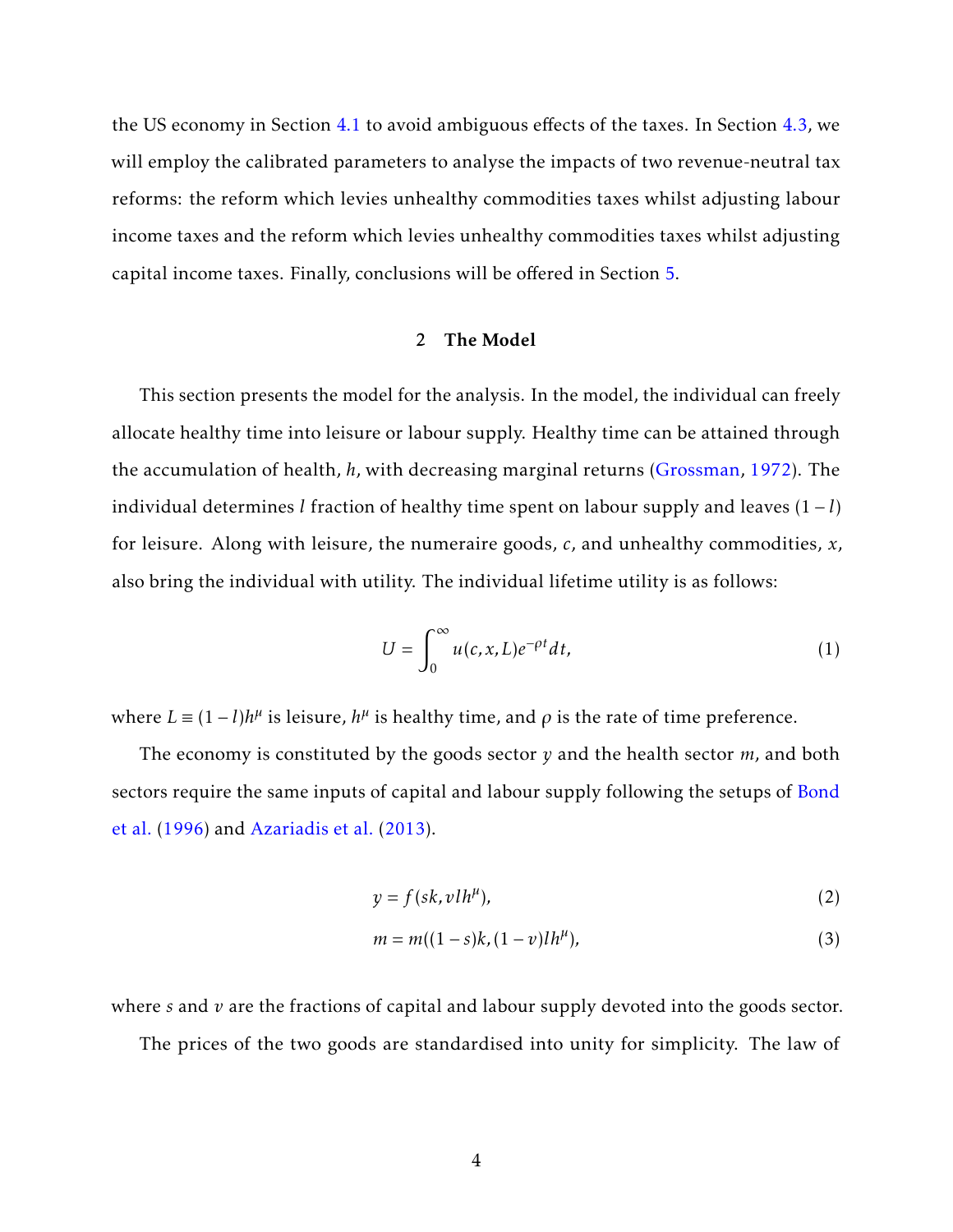the US economy in Section 4.1 to avoid ambiguous effects of the taxes. In Section 4.3, we will employ the calibrated parameters to analyse the impacts of two revenue-neutral tax reforms: the reform which levies unhealthy commodities taxes whilst adjusting labour income taxes and the reform which levies unhealthy commodities taxes whilst adjusting capital income taxes. Finally, conclusions will be offered in Section 5.

## 2 The Model

This section presents the model for the analysis. In the model, the individual can freely allocate healthy time into leisure or labour supply. Healthy time can be attained through the accumulation of health, $h$, with decreasing marginal returns (Grossman, 1972). The individual determines $l$ fraction of healthy time spent on labour supply and leaves $(1-l)$ for leisure. Along with leisure, the numeraire goods, $c$, and unhealthy commodities, $x$, also bring the individual with utility. The individual lifetime utility is as follows:

$$U = \int_0^\infty u(c, x, L) e^{-\rho t} dt, \tag{1}$$

where $L \equiv (1-l)h^\mu$ is leisure, $h^\mu$ is healthy time, and $\rho$ is the rate of time preference.

The economy is constituted by the goods sector $y$ and the health sector $m$, and both sectors require the same inputs of capital and labour supply following the setups of Bond et al. (1996) and Azariadis et al. (2013).

$$y = f(sk, vlh^\mu), \tag{2}$$

$$m = m((1-s)k, (1-v)lh^\mu), \tag{3}$$

where $s$ and $v$ are the fractions of capital and labour supply devoted into the goods sector.

The prices of the two goods are standardised into unity for simplicity. The law of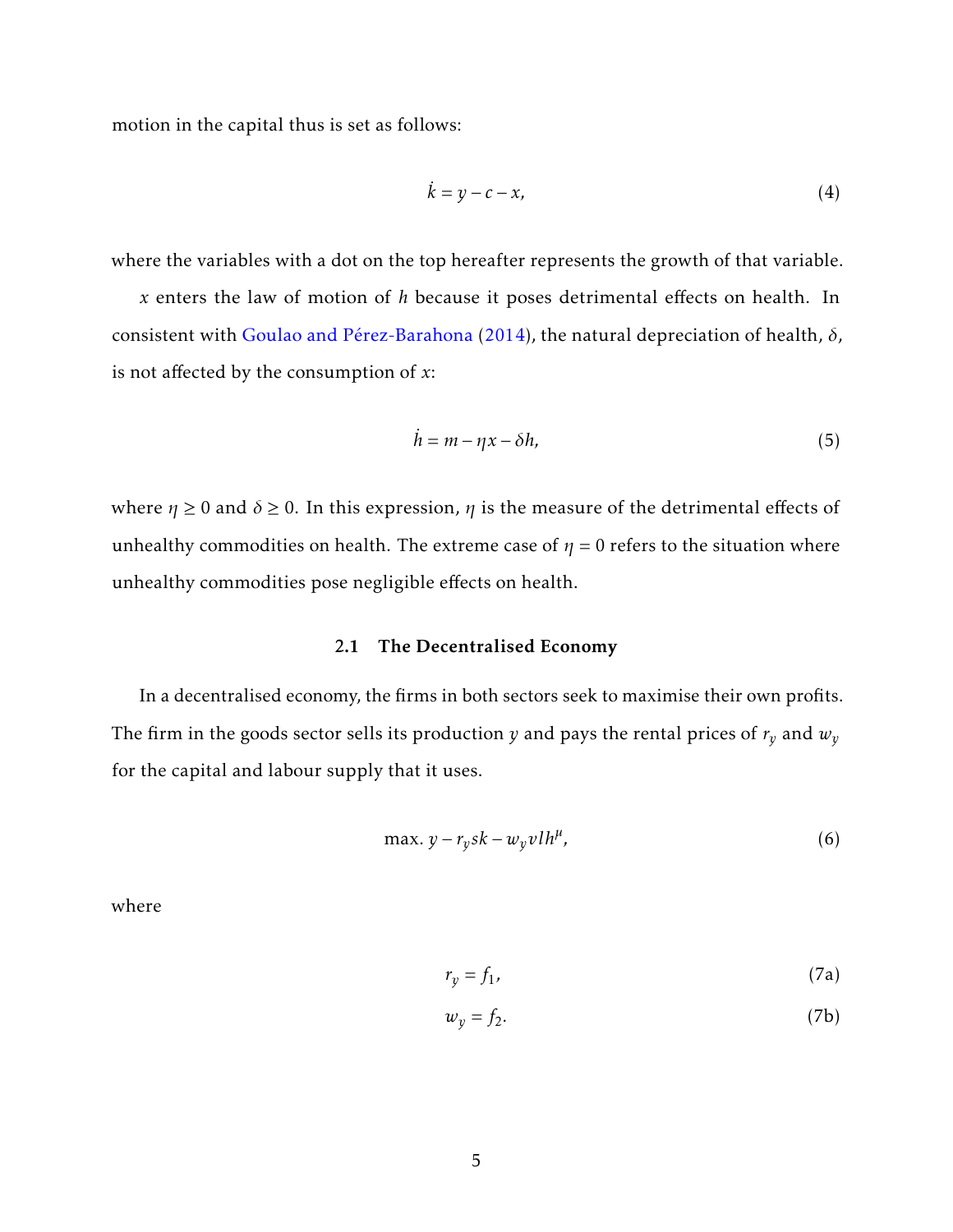motion in the capital thus is set as follows:

$$\dot{k} = y - c - x, \tag{4}$$

where the variables with a dot on the top hereafter represents the growth of that variable.

$x$ enters the law of motion of $h$ because it poses detrimental effects on health. In consistent with Goulao and Pérez-Barahona (2014), the natural depreciation of health, $\delta$, is not affected by the consumption of $x$:

$$\dot{h} = m - \eta x - \delta h, \tag{5}$$

where $\eta \geq 0$ and $\delta \geq 0$. In this expression, $\eta$ is the measure of the detrimental effects of unhealthy commodities on health. The extreme case of $\eta = 0$ refers to the situation where unhealthy commodities pose negligible effects on health.

### 2.1 The Decentralised Economy

In a decentralised economy, the firms in both sectors seek to maximise their own profits. The firm in the goods sector sells its production $y$ and pays the rental prices of $r_y$ and $w_y$ for the capital and labour supply that it uses.

$$\max.\ y - r_y s k - w_y v l h^{\mu}, \tag{6}$$

where

$$r_y = f_1, \tag{7a}$$

$$w_y = f_2. \tag{7b}$$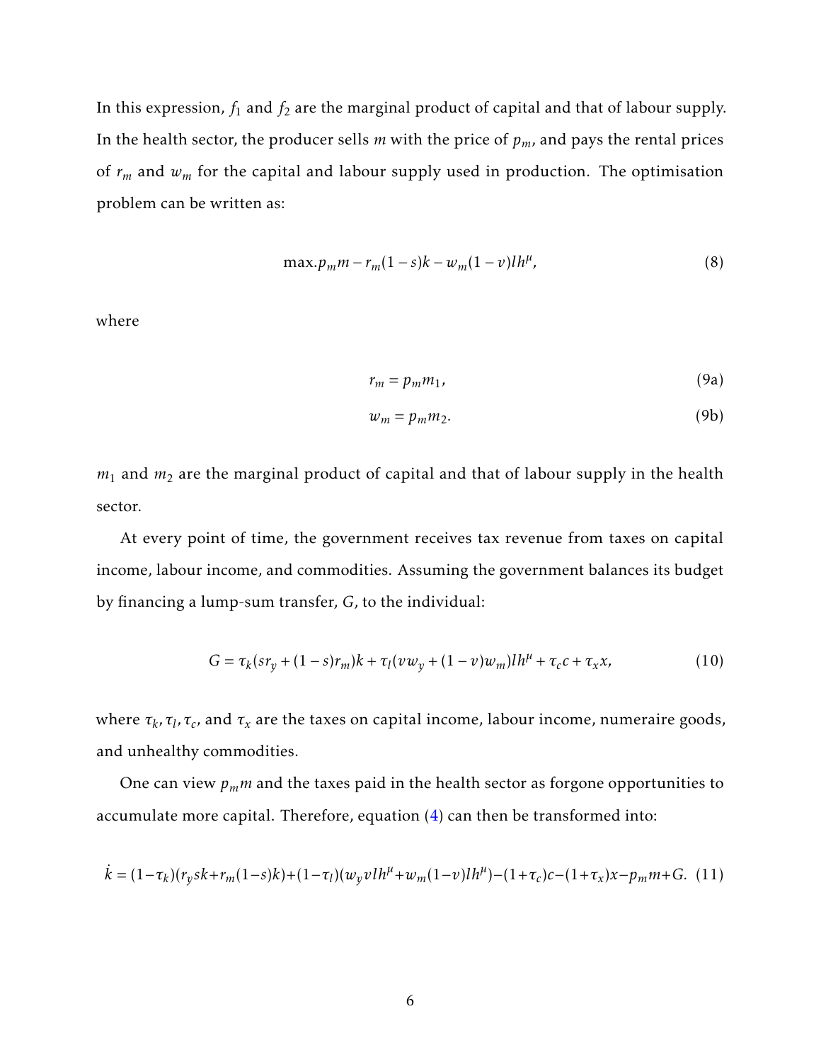In this expression, $f_1$ and $f_2$ are the marginal product of capital and that of labour supply. In the health sector, the producer sells $m$ with the price of $p_m$, and pays the rental prices of $r_m$ and $w_m$ for the capital and labour supply used in production. The optimisation problem can be written as:

$$\max . p_m m - r_m(1-s)k - w_m(1-v)lh^{\mu}, \tag{8}$$

where

$$r_m = p_m m_1, \tag{9a}$$

$$w_m = p_m m_2. \tag{9b}$$

$m_1$ and $m_2$ are the marginal product of capital and that of labour supply in the health sector.

At every point of time, the government receives tax revenue from taxes on capital income, labour income, and commodities. Assuming the government balances its budget by financing a lump-sum transfer, $G$, to the individual:

$$G = \tau_k(sr_y + (1-s)r_m)k + \tau_l(vw_y + (1-v)w_m)lh^{\mu} + \tau_c c + \tau_x x, \tag{10}$$

where $\tau_k, \tau_l, \tau_c$, and $\tau_x$ are the taxes on capital income, labour income, numeraire goods, and unhealthy commodities.

One can view $p_m m$ and the taxes paid in the health sector as forgone opportunities to accumulate more capital. Therefore, equation (4) can then be transformed into:

$$\dot{k} = (1-\tau_k)(r_y sk + r_m(1-s)k) + (1-\tau_l)(w_y vlh^{\mu} + w_m(1-v)lh^{\mu}) - (1+\tau_c)c - (1+\tau_x)x - p_m m + G. \tag{11}$$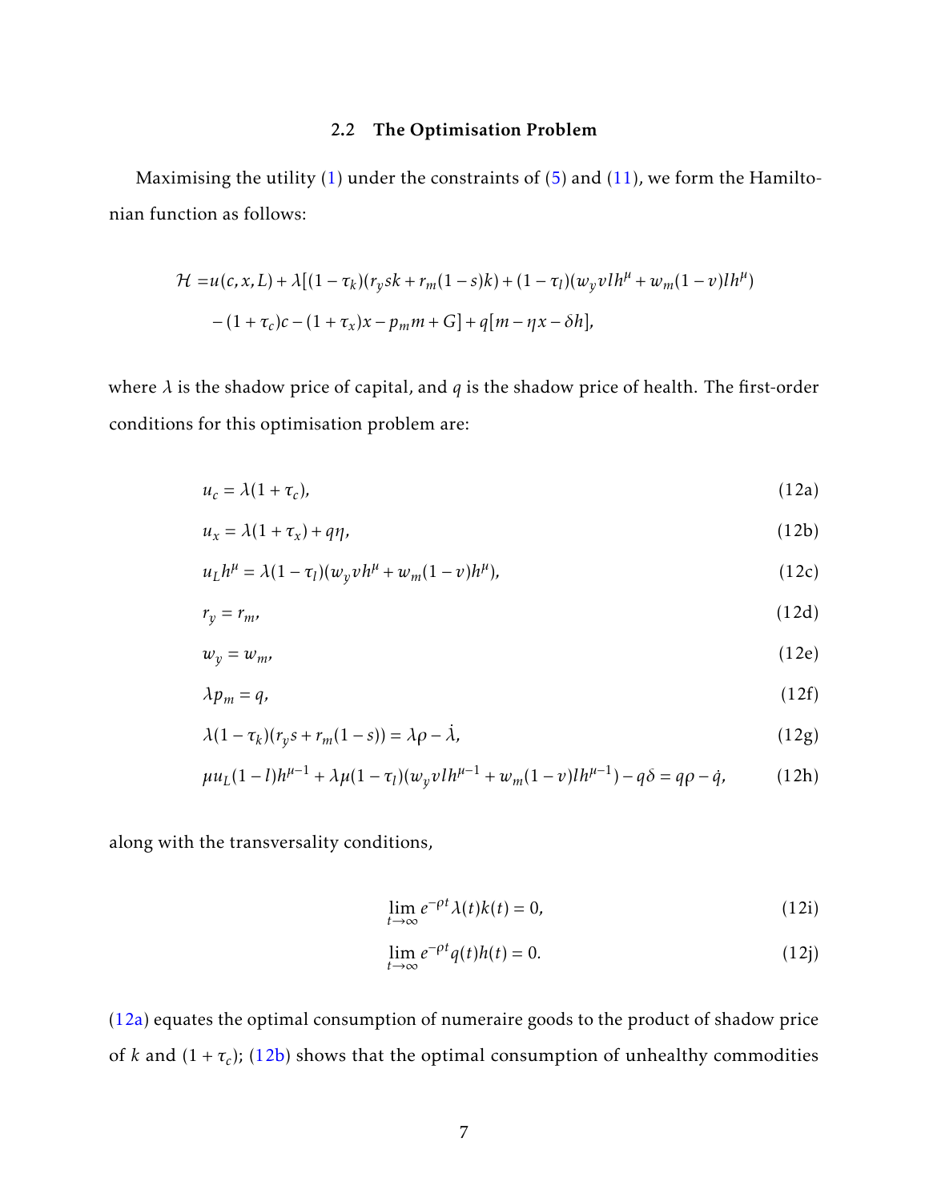### 2.2 The Optimisation Problem

Maximising the utility (1) under the constraints of (5) and (11), we form the Hamiltonian function as follows:

$$
\begin{aligned}
\mathcal{H} =& u(c,x,L) + \lambda[(1-\tau_k)(r_y sk + r_m(1-s)k) + (1-\tau_l)(w_y v l h^{\mu} + w_m(1-v) l h^{\mu}) \\
& - (1+\tau_c)c - (1+\tau_x)x - p_m m + G] + q[m - \eta x - \delta h],
\end{aligned}
$$

where $\lambda$ is the shadow price of capital, and $q$ is the shadow price of health. The first-order conditions for this optimisation problem are:

$$u_c = \lambda(1+\tau_c), \tag{12a}$$

$$u_x = \lambda(1+\tau_x) + q\eta, \tag{12b}$$

$$u_L h^{\mu} = \lambda(1-\tau_l)(w_y v h^{\mu} + w_m(1-v)h^{\mu}), \tag{12c}$$

$$r_y = r_m, \tag{12d}$$

$$w_y = w_m, \tag{12e}$$

$$\lambda p_m = q, \tag{12f}$$

$$\lambda(1-\tau_k)(r_y s + r_m(1-s)) = \lambda\rho - \dot{\lambda}, \tag{12g}$$

$$\mu u_L(1-l)h^{\mu-1} + \lambda\mu(1-\tau_l)(w_y v l h^{\mu-1} + w_m(1-v) l h^{\mu-1}) - q\delta = q\rho - \dot{q}, \tag{12h}$$

along with the transversality conditions,

$$\lim_{t\to\infty} e^{-\rho t}\lambda(t)k(t) = 0, \tag{12i}$$

$$\lim_{t\to\infty} e^{-\rho t}q(t)h(t) = 0. \tag{12j}$$

(12a) equates the optimal consumption of numeraire goods to the product of shadow price of $k$ and $(1+\tau_c)$; (12b) shows that the optimal consumption of unhealthy commodities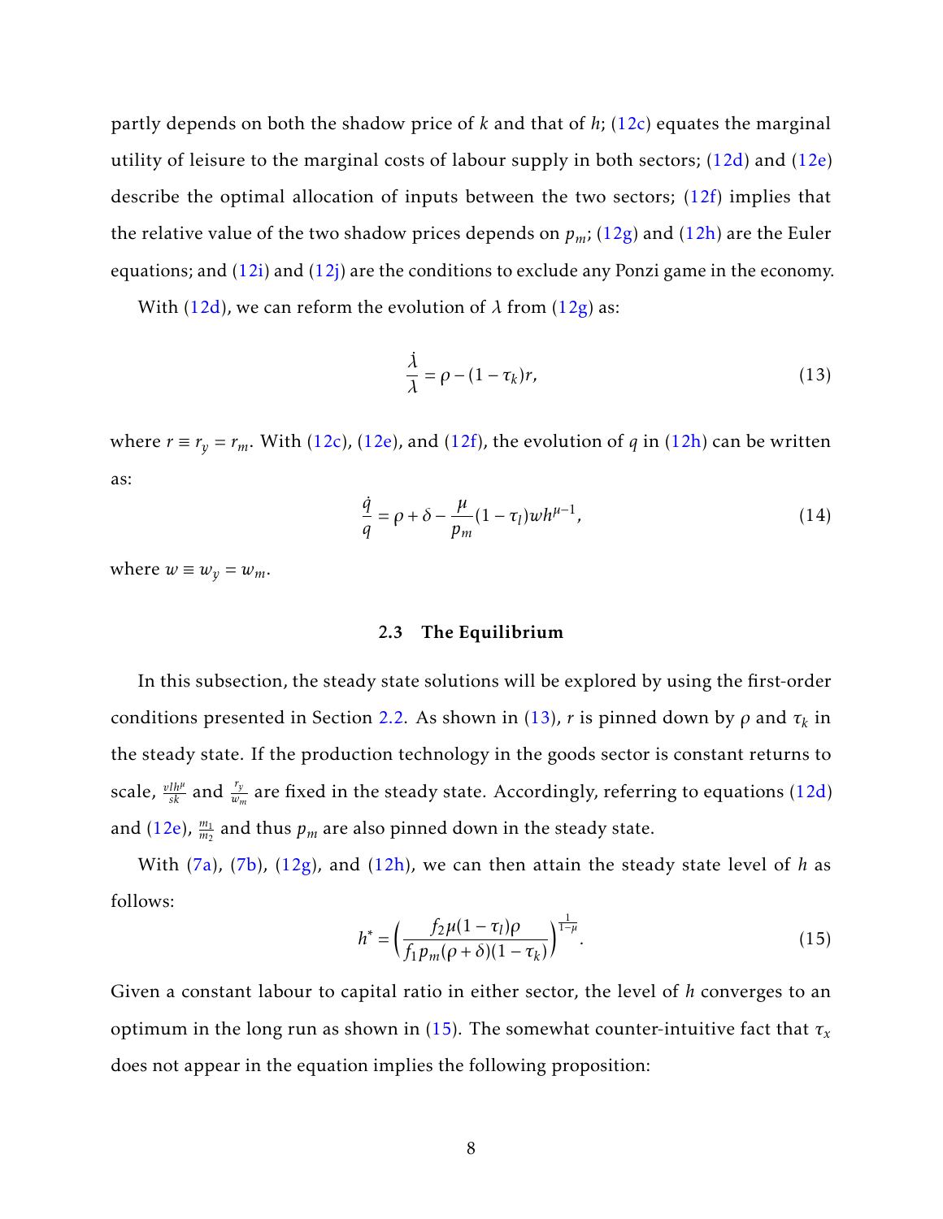partly depends on both the shadow price of $k$ and that of $h$; (12c) equates the marginal utility of leisure to the marginal costs of labour supply in both sectors; (12d) and (12e) describe the optimal allocation of inputs between the two sectors; (12f) implies that the relative value of the two shadow prices depends on $p_m$; (12g) and (12h) are the Euler equations; and (12i) and (12j) are the conditions to exclude any Ponzi game in the economy.

With (12d), we can reform the evolution of $\lambda$ from (12g) as:

$$\frac{\dot{\lambda}}{\lambda} = \rho - (1-\tau_k)r, \tag{13}$$

where $r \equiv r_y = r_m$. With (12c), (12e), and (12f), the evolution of $q$ in (12h) can be written as:

$$\frac{\dot{q}}{q} = \rho + \delta - \frac{\mu}{p_m}(1-\tau_l)wh^{\mu-1}, \tag{14}$$

where $w \equiv w_y = w_m$.

### 2.3 The Equilibrium

In this subsection, the steady state solutions will be explored by using the first-order conditions presented in Section 2.2. As shown in (13), $r$ is pinned down by $\rho$ and $\tau_k$ in the steady state. If the production technology in the goods sector is constant returns to scale, $\frac{vlh^\mu}{sk}$ and $\frac{r_y}{w_m}$ are fixed in the steady state. Accordingly, referring to equations (12d) and (12e), $\frac{m_1}{m_2}$ and thus $p_m$ are also pinned down in the steady state.

With (7a), (7b), (12g), and (12h), we can then attain the steady state level of $h$ as follows:

$$h^* = \left(\frac{f_2\mu(1-\tau_l)\rho}{f_1 p_m(\rho+\delta)(1-\tau_k)}\right)^{\frac{1}{1-\mu}}. \tag{15}$$

Given a constant labour to capital ratio in either sector, the level of $h$ converges to an optimum in the long run as shown in (15). The somewhat counter-intuitive fact that $\tau_x$ does not appear in the equation implies the following proposition: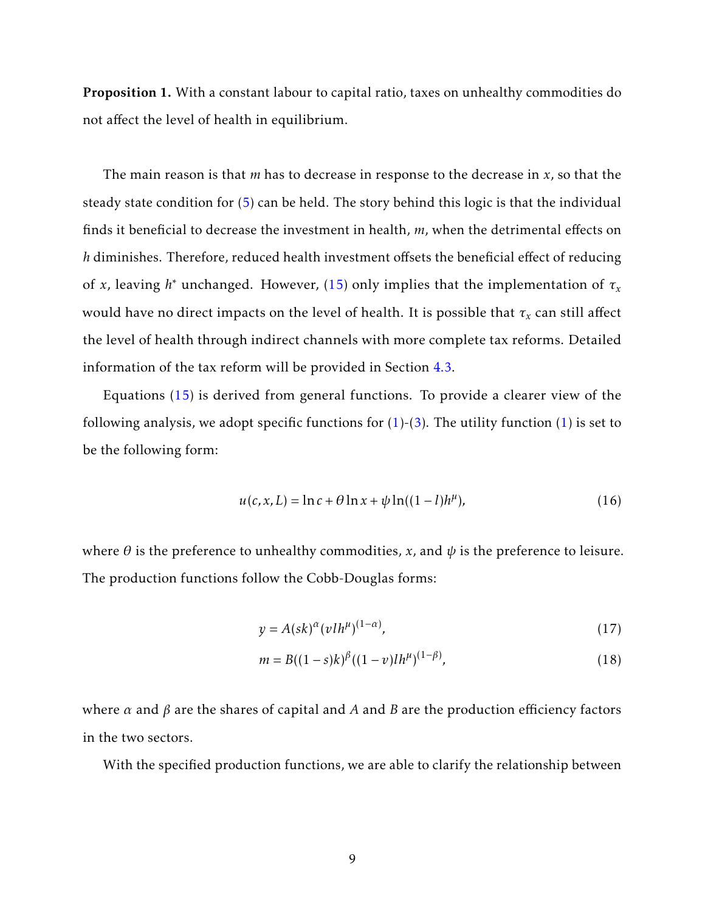**Proposition 1.** With a constant labour to capital ratio, taxes on unhealthy commodities do not affect the level of health in equilibrium.

The main reason is that $m$ has to decrease in response to the decrease in $x$, so that the steady state condition for (5) can be held. The story behind this logic is that the individual finds it beneficial to decrease the investment in health, $m$, when the detrimental effects on $h$ diminishes. Therefore, reduced health investment offsets the beneficial effect of reducing of $x$, leaving $h^*$ unchanged. However, (15) only implies that the implementation of $\tau_x$ would have no direct impacts on the level of health. It is possible that $\tau_x$ can still affect the level of health through indirect channels with more complete tax reforms. Detailed information of the tax reform will be provided in Section 4.3.

Equations (15) is derived from general functions. To provide a clearer view of the following analysis, we adopt specific functions for (1)-(3). The utility function (1) is set to be the following form:

$$u(c, x, L) = \ln c + \theta \ln x + \psi \ln((1-l)h^{\mu}), \tag{16}$$

where $\theta$ is the preference to unhealthy commodities, $x$, and $\psi$ is the preference to leisure. The production functions follow the Cobb-Douglas forms:

$$y = A(sk)^{\alpha}(vlh^{\mu})^{(1-\alpha)}, \tag{17}$$

$$m = B((1-s)k)^{\beta}((1-v)lh^{\mu})^{(1-\beta)}, \tag{18}$$

where $\alpha$ and $\beta$ are the shares of capital and $A$ and $B$ are the production efficiency factors in the two sectors.

With the specified production functions, we are able to clarify the relationship between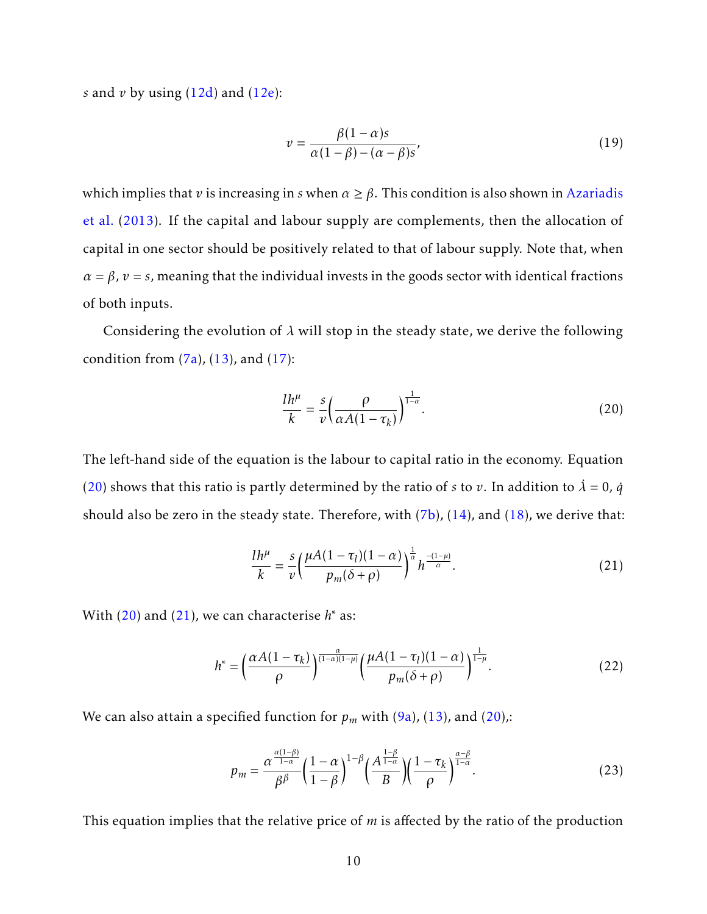$s$ and $v$ by using (12d) and (12e):

$$v = \frac{\beta(1-\alpha)s}{\alpha(1-\beta)-(\alpha-\beta)s}, \tag{19}$$

which implies that $v$ is increasing in $s$ when $\alpha \geq \beta$. This condition is also shown in Azariadis et al. (2013). If the capital and labour supply are complements, then the allocation of capital in one sector should be positively related to that of labour supply. Note that, when $\alpha = \beta$, $v = s$, meaning that the individual invests in the goods sector with identical fractions of both inputs.

Considering the evolution of $\lambda$ will stop in the steady state, we derive the following condition from (7a), (13), and (17):

$$\frac{lh^{\mu}}{k} = \frac{s}{v}\left(\frac{\rho}{\alpha A(1-\tau_k)}\right)^{\frac{1}{1-\alpha}}. \tag{20}$$

The left-hand side of the equation is the labour to capital ratio in the economy. Equation (20) shows that this ratio is partly determined by the ratio of $s$ to $v$. In addition to $\dot{\lambda} = 0$, $\dot{q}$ should also be zero in the steady state. Therefore, with (7b), (14), and (18), we derive that:

$$\frac{lh^{\mu}}{k} = \frac{s}{v}\left(\frac{\mu A(1-\tau_l)(1-\alpha)}{p_m(\delta+\rho)}\right)^{\frac{1}{\alpha}} h^{\frac{-(1-\mu)}{\alpha}}. \tag{21}$$

With (20) and (21), we can characterise $h^*$ as:

$$h^* = \left(\frac{\alpha A(1-\tau_k)}{\rho}\right)^{\frac{\alpha}{(1-\alpha)(1-\mu)}}\left(\frac{\mu A(1-\tau_l)(1-\alpha)}{p_m(\delta+\rho)}\right)^{\frac{1}{1-\mu}}. \tag{22}$$

We can also attain a specified function for $p_m$ with (9a), (13), and (20),:

$$p_m = \frac{\alpha^{\frac{\alpha(1-\beta)}{1-\alpha}}}{\beta^{\beta}}\left(\frac{1-\alpha}{1-\beta}\right)^{1-\beta}\left(\frac{A^{\frac{1-\beta}{1-\alpha}}}{B}\right)\left(\frac{1-\tau_k}{\rho}\right)^{\frac{\alpha-\beta}{1-\alpha}}. \tag{23}$$

This equation implies that the relative price of $m$ is affected by the ratio of the production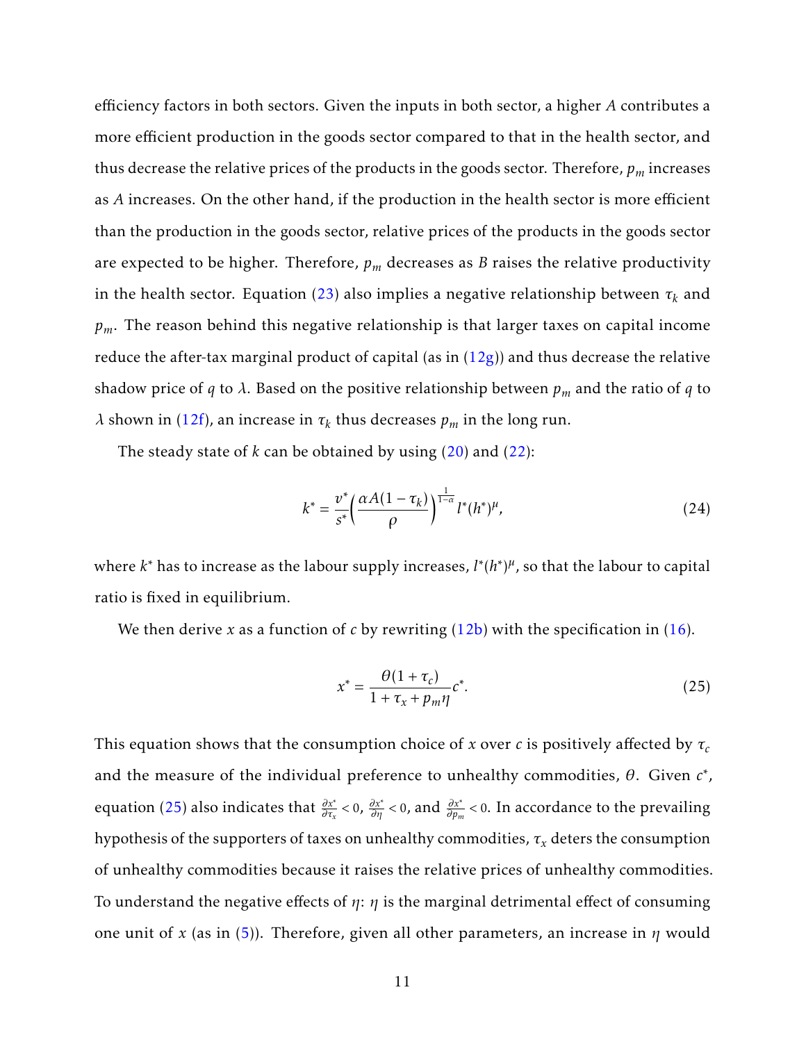efficiency factors in both sectors. Given the inputs in both sector, a higher $A$ contributes a more efficient production in the goods sector compared to that in the health sector, and thus decrease the relative prices of the products in the goods sector. Therefore, $p_m$ increases as $A$ increases. On the other hand, if the production in the health sector is more efficient than the production in the goods sector, relative prices of the products in the goods sector are expected to be higher. Therefore, $p_m$ decreases as $B$ raises the relative productivity in the health sector. Equation (23) also implies a negative relationship between $\tau_k$ and $p_m$. The reason behind this negative relationship is that larger taxes on capital income reduce the after-tax marginal product of capital (as in (12g)) and thus decrease the relative shadow price of $q$ to $\lambda$. Based on the positive relationship between $p_m$ and the ratio of $q$ to $\lambda$ shown in (12f), an increase in $\tau_k$ thus decreases $p_m$ in the long run.

The steady state of $k$ can be obtained by using (20) and (22):

$$k^* = \frac{v^*}{s^*}\Big(\frac{\alpha A(1-\tau_k)}{\rho}\Big)^{\frac{1}{1-\alpha}} l^*(h^*)^{\mu}, \tag{24}$$

where $k^*$ has to increase as the labour supply increases, $l^*(h^*)^{\mu}$, so that the labour to capital ratio is fixed in equilibrium.

We then derive $x$ as a function of $c$ by rewriting (12b) with the specification in (16).

$$x^* = \frac{\theta(1+\tau_c)}{1+\tau_x+p_m\eta}c^*. \tag{25}$$

This equation shows that the consumption choice of $x$ over $c$ is positively affected by $\tau_c$ and the measure of the individual preference to unhealthy commodities, $\theta$. Given $c^*$, equation (25) also indicates that $\frac{\partial x^*}{\partial \tau_x} < 0$, $\frac{\partial x^*}{\partial \eta} < 0$, and $\frac{\partial x^*}{\partial p_m} < 0$. In accordance to the prevailing hypothesis of the supporters of taxes on unhealthy commodities, $\tau_x$ deters the consumption of unhealthy commodities because it raises the relative prices of unhealthy commodities. To understand the negative effects of $\eta$: $\eta$ is the marginal detrimental effect of consuming one unit of $x$ (as in (5)). Therefore, given all other parameters, an increase in $\eta$ would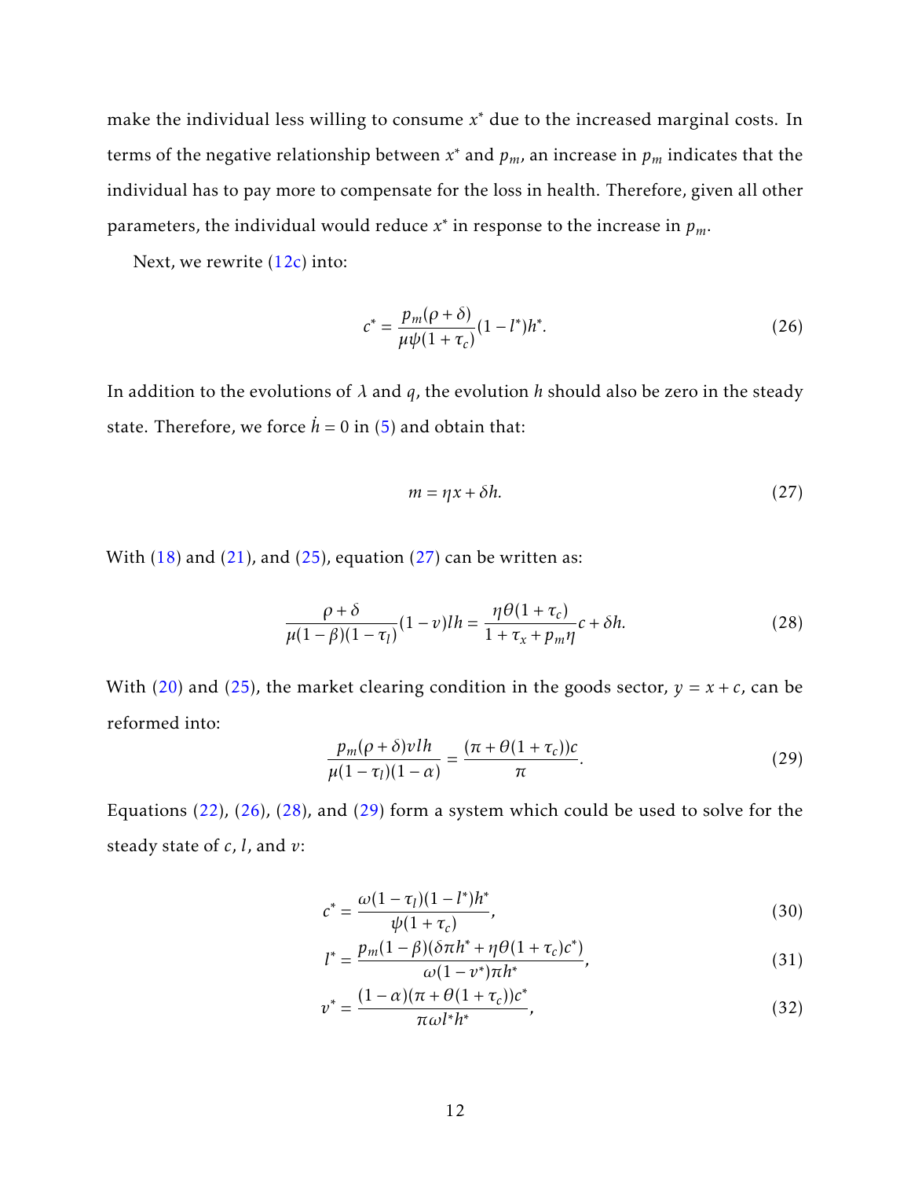make the individual less willing to consume $x^*$ due to the increased marginal costs. In terms of the negative relationship between $x^*$ and $p_m$, an increase in $p_m$ indicates that the individual has to pay more to compensate for the loss in health. Therefore, given all other parameters, the individual would reduce $x^*$ in response to the increase in $p_m$.

Next, we rewrite (12c) into:

$$c^* = \frac{p_m(\rho + \delta)}{\mu\psi(1+\tau_c)}(1 - l^*)h^*. \tag{26}$$

In addition to the evolutions of $\lambda$ and $q$, the evolution $h$ should also be zero in the steady state. Therefore, we force $\dot{h} = 0$ in (5) and obtain that:

$$m = \eta x + \delta h. \tag{27}$$

With (18) and (21), and (25), equation (27) can be written as:

$$\frac{\rho + \delta}{\mu(1-\beta)(1-\tau_l)}(1-v)lh = \frac{\eta\theta(1+\tau_c)}{1+\tau_x + p_m\eta}c + \delta h. \tag{28}$$

With (20) and (25), the market clearing condition in the goods sector, $y = x + c$, can be reformed into:

$$\frac{p_m(\rho+\delta)vlh}{\mu(1-\tau_l)(1-\alpha)} = \frac{(\pi + \theta(1+\tau_c))c}{\pi}. \tag{29}$$

Equations (22), (26), (28), and (29) form a system which could be used to solve for the steady state of $c$, $l$, and $v$:

$$c^* = \frac{\omega(1-\tau_l)(1-l^*)h^*}{\psi(1+\tau_c)}, \tag{30}$$

$$l^* = \frac{p_m(1-\beta)(\delta\pi h^* + \eta\theta(1+\tau_c)c^*)}{\omega(1-v^*)\pi h^*}, \tag{31}$$

$$v^* = \frac{(1-\alpha)(\pi + \theta(1+\tau_c))c^*}{\pi\omega l^* h^*}, \tag{32}$$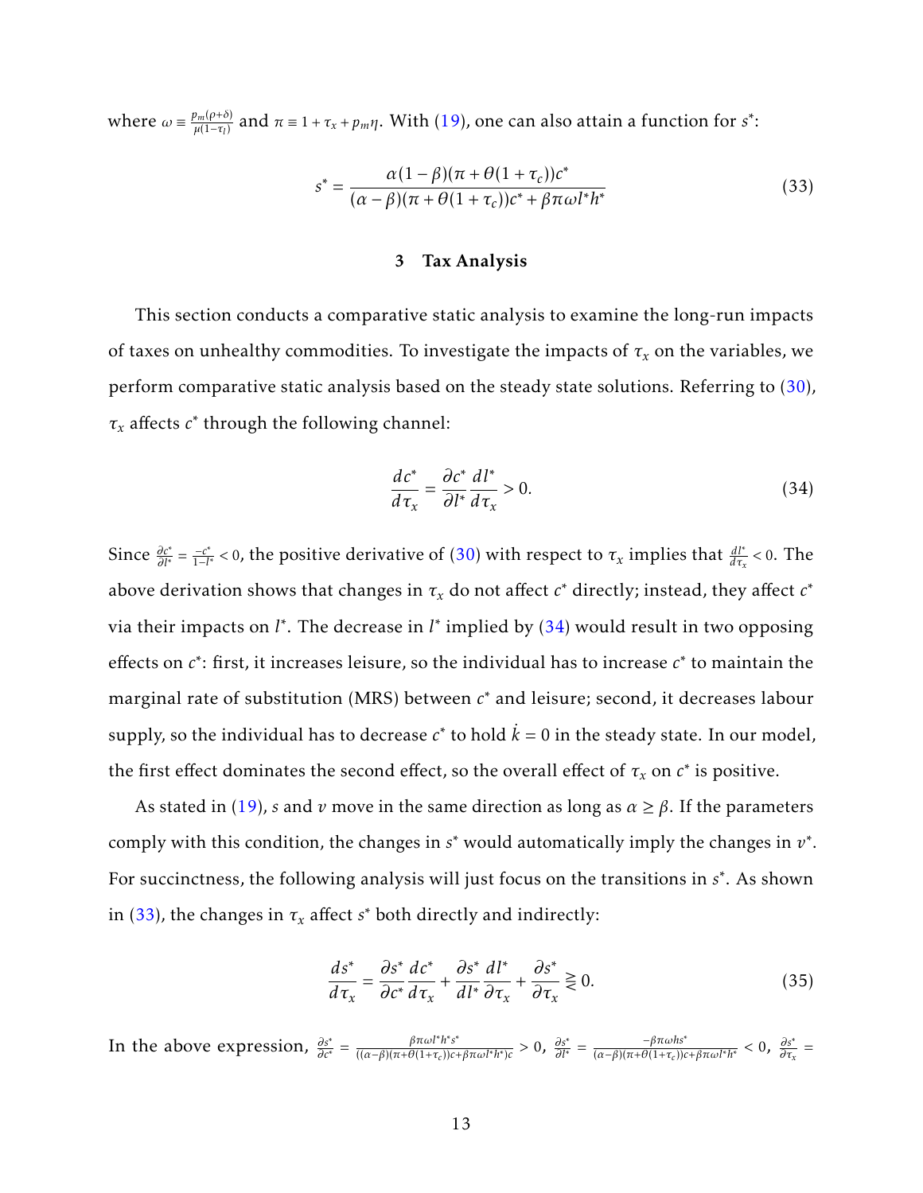where $\omega \equiv \frac{p_m(\rho+\delta)}{\mu(1-\tau_l)}$ and $\pi \equiv 1+\tau_x+p_m\eta$. With (19), one can also attain a function for $s^*$:

$$s^* = \frac{\alpha(1-\beta)(\pi+\theta(1+\tau_c))c^*}{(\alpha-\beta)(\pi+\theta(1+\tau_c))c^*+\beta\pi\omega l^* h^*} \tag{33}$$

## 3 Tax Analysis

This section conducts a comparative static analysis to examine the long-run impacts of taxes on unhealthy commodities. To investigate the impacts of $\tau_x$ on the variables, we perform comparative static analysis based on the steady state solutions. Referring to (30), $\tau_x$ affects $c^*$ through the following channel:

$$\frac{dc^*}{d\tau_x} = \frac{\partial c^*}{\partial l^*}\frac{dl^*}{d\tau_x} > 0. \tag{34}$$

Since $\frac{\partial c^*}{\partial l^*} = \frac{-c^*}{1-l^*} < 0$, the positive derivative of (30) with respect to $\tau_x$ implies that $\frac{dl^*}{d\tau_x} < 0$. The above derivation shows that changes in $\tau_x$ do not affect $c^*$ directly; instead, they affect $c^*$ via their impacts on $l^*$. The decrease in $l^*$ implied by (34) would result in two opposing effects on $c^*$: first, it increases leisure, so the individual has to increase $c^*$ to maintain the marginal rate of substitution (MRS) between $c^*$ and leisure; second, it decreases labour supply, so the individual has to decrease $c^*$ to hold $\dot{k} = 0$ in the steady state. In our model, the first effect dominates the second effect, so the overall effect of $\tau_x$ on $c^*$ is positive.

As stated in (19), $s$ and $v$ move in the same direction as long as $\alpha \geq \beta$. If the parameters comply with this condition, the changes in $s^*$ would automatically imply the changes in $v^*$. For succinctness, the following analysis will just focus on the transitions in $s^*$. As shown in (33), the changes in $\tau_x$ affect $s^*$ both directly and indirectly:

$$\frac{ds^*}{d\tau_x} = \frac{\partial s^*}{\partial c^*}\frac{dc^*}{d\tau_x} + \frac{\partial s^*}{dl^*}\frac{dl^*}{\partial \tau_x} + \frac{\partial s^*}{\partial \tau_x} \gtreqless 0. \tag{35}$$

In the above expression, $\frac{\partial s^*}{\partial c^*} = \frac{\beta\pi\omega l^* h^* s^*}{((\alpha-\beta)(\pi+\theta(1+\tau_c))c+\beta\pi\omega l^* h^*)c} > 0$, $\frac{\partial s^*}{\partial l^*} = \frac{-\beta\pi\omega h s^*}{(\alpha-\beta)(\pi+\theta(1+\tau_c))c+\beta\pi\omega l^* h^*} < 0$, $\frac{\partial s^*}{\partial \tau_x} =$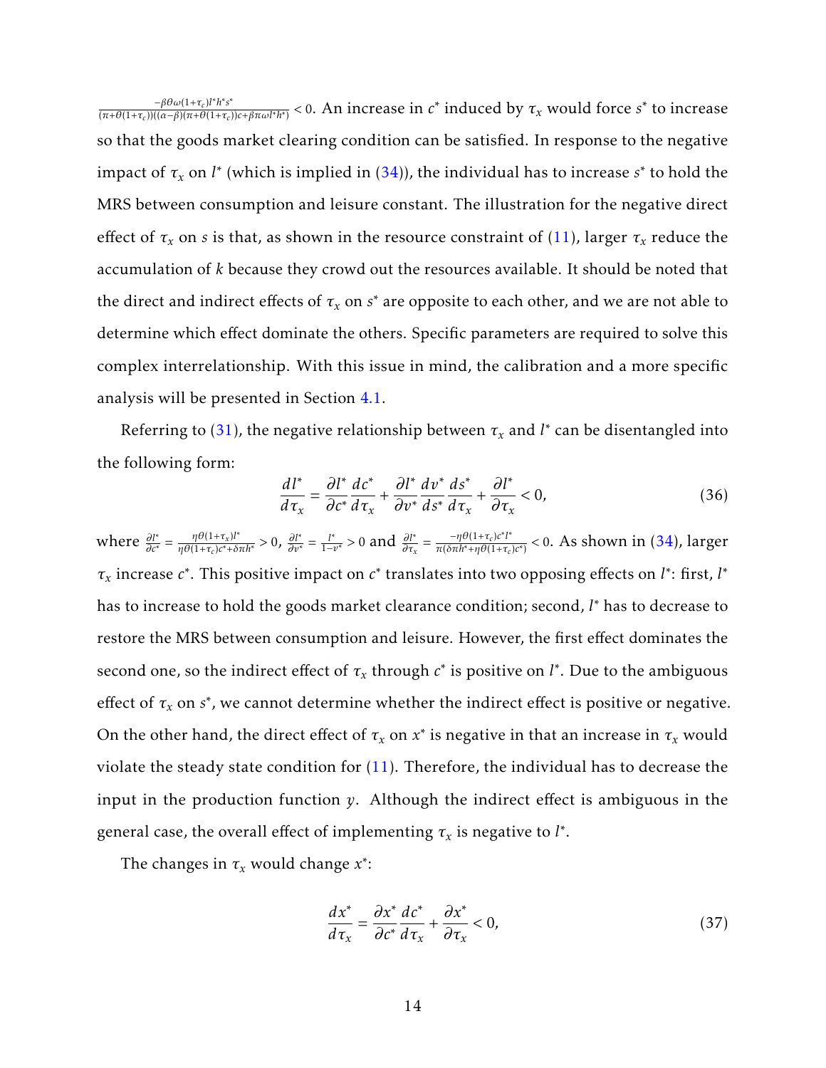$\frac{-\beta\theta\omega(1+\tau_c)l^*h^*s^*}{(\pi+\theta(1+\tau_c))((\alpha-\beta)(\pi+\theta(1+\tau_c))c+\beta\pi\omega l^*h^*)} < 0$. An increase in $c^*$ induced by $\tau_x$ would force $s^*$ to increase so that the goods market clearing condition can be satisfied. In response to the negative impact of $\tau_x$ on $l^*$ (which is implied in (34)), the individual has to increase $s^*$ to hold the MRS between consumption and leisure constant. The illustration for the negative direct effect of $\tau_x$ on $s$ is that, as shown in the resource constraint of (11), larger $\tau_x$ reduce the accumulation of $k$ because they crowd out the resources available. It should be noted that the direct and indirect effects of $\tau_x$ on $s^*$ are opposite to each other, and we are not able to determine which effect dominate the others. Specific parameters are required to solve this complex interrelationship. With this issue in mind, the calibration and a more specific analysis will be presented in Section 4.1.

Referring to (31), the negative relationship between $\tau_x$ and $l^*$ can be disentangled into the following form:

$$\frac{dl^*}{d\tau_x} = \frac{\partial l^*}{\partial c^*}\frac{dc^*}{d\tau_x} + \frac{\partial l^*}{\partial v^*}\frac{dv^*}{ds^*}\frac{ds^*}{d\tau_x} + \frac{\partial l^*}{\partial \tau_x} < 0, \tag{36}$$

where $\frac{\partial l^*}{\partial c^*} = \frac{\eta\theta(1+\tau_x)l^*}{\eta\theta(1+\tau_c)c^*+\delta\pi h^*} > 0$, $\frac{\partial l^*}{\partial v^*} = \frac{l^*}{1-v^*} > 0$ and $\frac{\partial l^*}{\partial \tau_x} = \frac{-\eta\theta(1+\tau_c)c^*l^*}{\pi(\delta\pi h^*+\eta\theta(1+\tau_c)c^*)} < 0$. As shown in (34), larger $\tau_x$ increase $c^*$. This positive impact on $c^*$ translates into two opposing effects on $l^*$: first, $l^*$ has to increase to hold the goods market clearance condition; second, $l^*$ has to decrease to restore the MRS between consumption and leisure. However, the first effect dominates the second one, so the indirect effect of $\tau_x$ through $c^*$ is positive on $l^*$. Due to the ambiguous effect of $\tau_x$ on $s^*$, we cannot determine whether the indirect effect is positive or negative. On the other hand, the direct effect of $\tau_x$ on $x^*$ is negative in that an increase in $\tau_x$ would violate the steady state condition for (11). Therefore, the individual has to decrease the input in the production function $y$. Although the indirect effect is ambiguous in the general case, the overall effect of implementing $\tau_x$ is negative to $l^*$.

The changes in $\tau_x$ would change $x^*$:

$$\frac{dx^*}{d\tau_x} = \frac{\partial x^*}{\partial c^*}\frac{dc^*}{d\tau_x} + \frac{\partial x^*}{\partial \tau_x} < 0, \tag{37}$$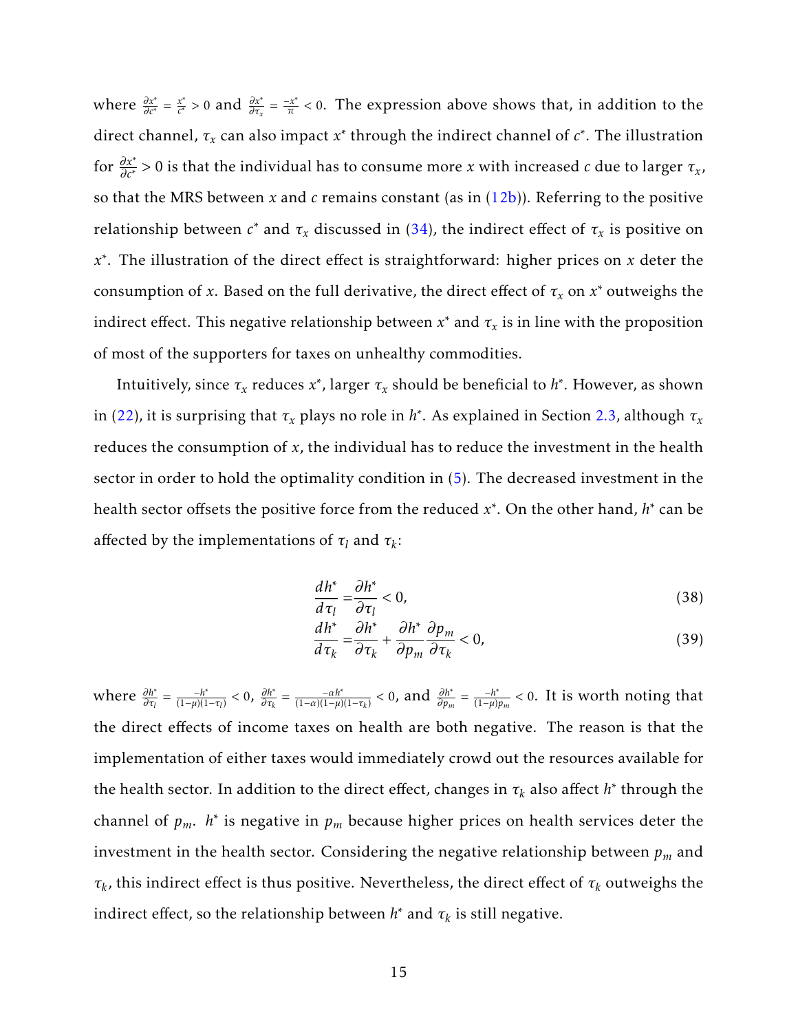where $\frac{\partial x^*}{\partial c^*} = \frac{x^*}{c^*} > 0$ and $\frac{\partial x^*}{\partial \tau_x} = \frac{-x^*}{\pi} < 0$. The expression above shows that, in addition to the direct channel, $\tau_x$ can also impact $x^*$ through the indirect channel of $c^*$. The illustration for $\frac{\partial x^*}{\partial c^*} > 0$ is that the individual has to consume more $x$ with increased $c$ due to larger $\tau_x$, so that the MRS between $x$ and $c$ remains constant (as in (12b)). Referring to the positive relationship between $c^*$ and $\tau_x$ discussed in (34), the indirect effect of $\tau_x$ is positive on $x^*$. The illustration of the direct effect is straightforward: higher prices on $x$ deter the consumption of $x$. Based on the full derivative, the direct effect of $\tau_x$ on $x^*$ outweighs the indirect effect. This negative relationship between $x^*$ and $\tau_x$ is in line with the proposition of most of the supporters for taxes on unhealthy commodities.

Intuitively, since $\tau_x$ reduces $x^*$, larger $\tau_x$ should be beneficial to $h^*$. However, as shown in (22), it is surprising that $\tau_x$ plays no role in $h^*$. As explained in Section 2.3, although $\tau_x$ reduces the consumption of $x$, the individual has to reduce the investment in the health sector in order to hold the optimality condition in (5). The decreased investment in the health sector offsets the positive force from the reduced $x^*$. On the other hand, $h^*$ can be affected by the implementations of $\tau_l$ and $\tau_k$:

$$\frac{dh^*}{d\tau_l} = \frac{\partial h^*}{\partial \tau_l} < 0, \tag{38}$$

$$\frac{dh^*}{d\tau_k} = \frac{\partial h^*}{\partial \tau_k} + \frac{\partial h^*}{\partial p_m}\frac{\partial p_m}{\partial \tau_k} < 0, \tag{39}$$

where $\frac{\partial h^*}{\partial \tau_l} = \frac{-h^*}{(1-\mu)(1-\tau_l)} < 0$, $\frac{\partial h^*}{\partial \tau_k} = \frac{-\alpha h^*}{(1-\alpha)(1-\mu)(1-\tau_k)} < 0$, and $\frac{\partial h^*}{\partial p_m} = \frac{-h^*}{(1-\mu)p_m} < 0$. It is worth noting that the direct effects of income taxes on health are both negative. The reason is that the implementation of either taxes would immediately crowd out the resources available for the health sector. In addition to the direct effect, changes in $\tau_k$ also affect $h^*$ through the channel of $p_m$. $h^*$ is negative in $p_m$ because higher prices on health services deter the investment in the health sector. Considering the negative relationship between $p_m$ and $\tau_k$, this indirect effect is thus positive. Nevertheless, the direct effect of $\tau_k$ outweighs the indirect effect, so the relationship between $h^*$ and $\tau_k$ is still negative.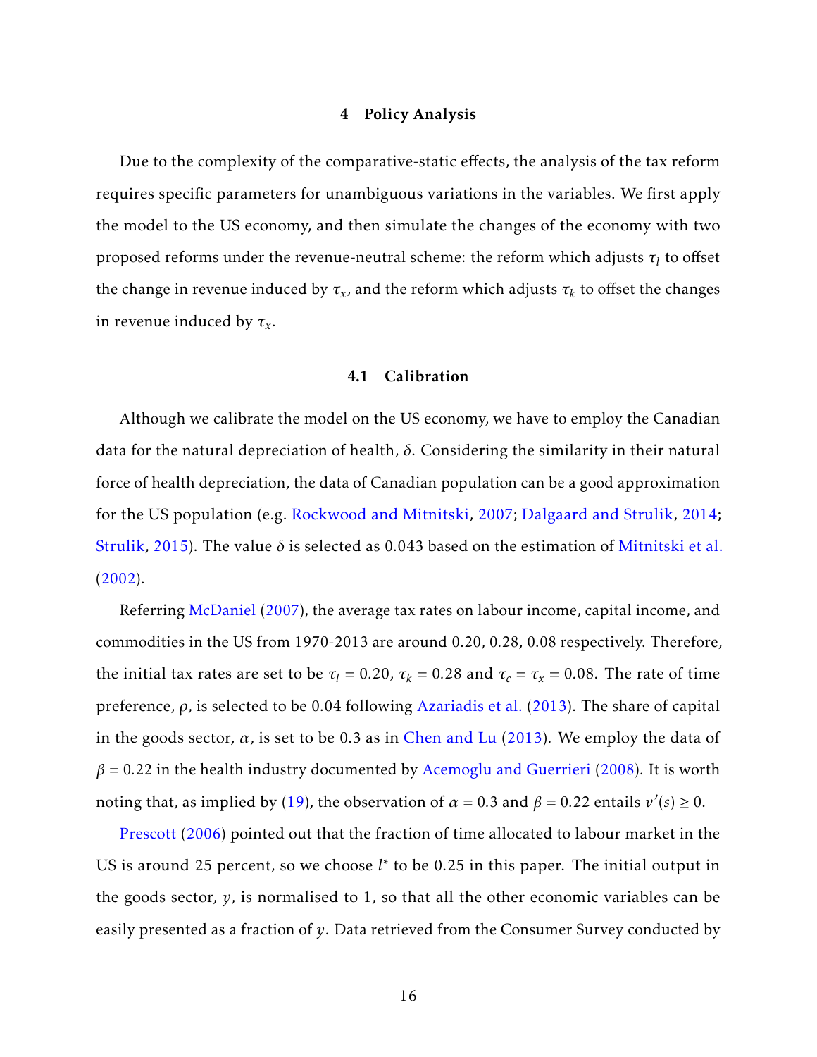## 4 Policy Analysis

Due to the complexity of the comparative-static effects, the analysis of the tax reform requires specific parameters for unambiguous variations in the variables. We first apply the model to the US economy, and then simulate the changes of the economy with two proposed reforms under the revenue-neutral scheme: the reform which adjusts $\tau_l$ to offset the change in revenue induced by $\tau_x$, and the reform which adjusts $\tau_k$ to offset the changes in revenue induced by $\tau_x$.

### 4.1 Calibration

Although we calibrate the model on the US economy, we have to employ the Canadian data for the natural depreciation of health, $\delta$. Considering the similarity in their natural force of health depreciation, the data of Canadian population can be a good approximation for the US population (e.g. Rockwood and Mitnitski, 2007; Dalgaard and Strulik, 2014; Strulik, 2015). The value $\delta$ is selected as 0.043 based on the estimation of Mitnitski et al. (2002).

Referring McDaniel (2007), the average tax rates on labour income, capital income, and commodities in the US from 1970-2013 are around 0.20, 0.28, 0.08 respectively. Therefore, the initial tax rates are set to be $\tau_l = 0.20$, $\tau_k = 0.28$ and $\tau_c = \tau_x = 0.08$. The rate of time preference, $\rho$, is selected to be 0.04 following Azariadis et al. (2013). The share of capital in the goods sector, $\alpha$, is set to be 0.3 as in Chen and Lu (2013). We employ the data of $\beta = 0.22$ in the health industry documented by Acemoglu and Guerrieri (2008). It is worth noting that, as implied by (19), the observation of $\alpha = 0.3$ and $\beta = 0.22$ entails $v'(s) \geq 0$.

Prescott (2006) pointed out that the fraction of time allocated to labour market in the US is around 25 percent, so we choose $l^*$ to be 0.25 in this paper. The initial output in the goods sector, $y$, is normalised to 1, so that all the other economic variables can be easily presented as a fraction of $y$. Data retrieved from the Consumer Survey conducted by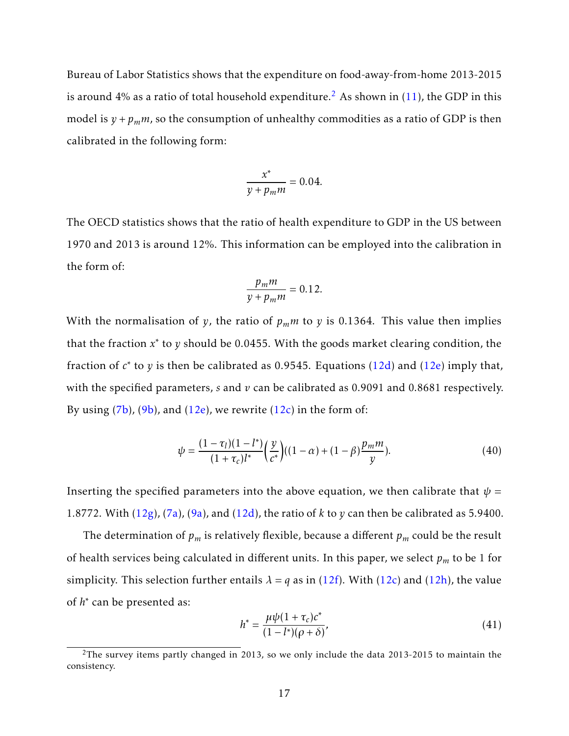Bureau of Labor Statistics shows that the expenditure on food-away-from-home 2013-2015 is around 4% as a ratio of total household expenditure.[2] As shown in (11), the GDP in this model is $y + p_m m$, so the consumption of unhealthy commodities as a ratio of GDP is then calibrated in the following form:

$$\frac{x^*}{y + p_m m} = 0.04.$$

The OECD statistics shows that the ratio of health expenditure to GDP in the US between 1970 and 2013 is around 12%. This information can be employed into the calibration in the form of:

$$\frac{p_m m}{y + p_m m} = 0.12.$$

With the normalisation of $y$, the ratio of $p_m m$ to $y$ is 0.1364. This value then implies that the fraction $x^*$ to $y$ should be 0.0455. With the goods market clearing condition, the fraction of $c^*$ to $y$ is then be calibrated as 0.9545. Equations (12d) and (12e) imply that, with the specified parameters, $s$ and $v$ can be calibrated as 0.9091 and 0.8681 respectively. By using (7b), (9b), and (12e), we rewrite (12c) in the form of:

$$\psi = \frac{(1-\tau_l)(1-l^*)}{(1+\tau_c)l^*}\Big(\frac{y}{c^*}\Big)((1-\alpha) + (1-\beta)\frac{p_m m}{y}). \tag{40}$$

Inserting the specified parameters into the above equation, we then calibrate that $\psi = 1.8772$. With (12g), (7a), (9a), and (12d), the ratio of $k$ to $y$ can then be calibrated as 5.9400.

The determination of $p_m$ is relatively flexible, because a different $p_m$ could be the result of health services being calculated in different units. In this paper, we select $p_m$ to be 1 for simplicity. This selection further entails $\lambda = q$ as in (12f). With (12c) and (12h), the value of $h^*$ can be presented as:

$$h^* = \frac{\mu\psi(1+\tau_c)c^*}{(1-l^*)(\rho+\delta)}, \tag{41}$$

[2]The survey items partly changed in 2013, so we only include the data 2013-2015 to maintain the consistency.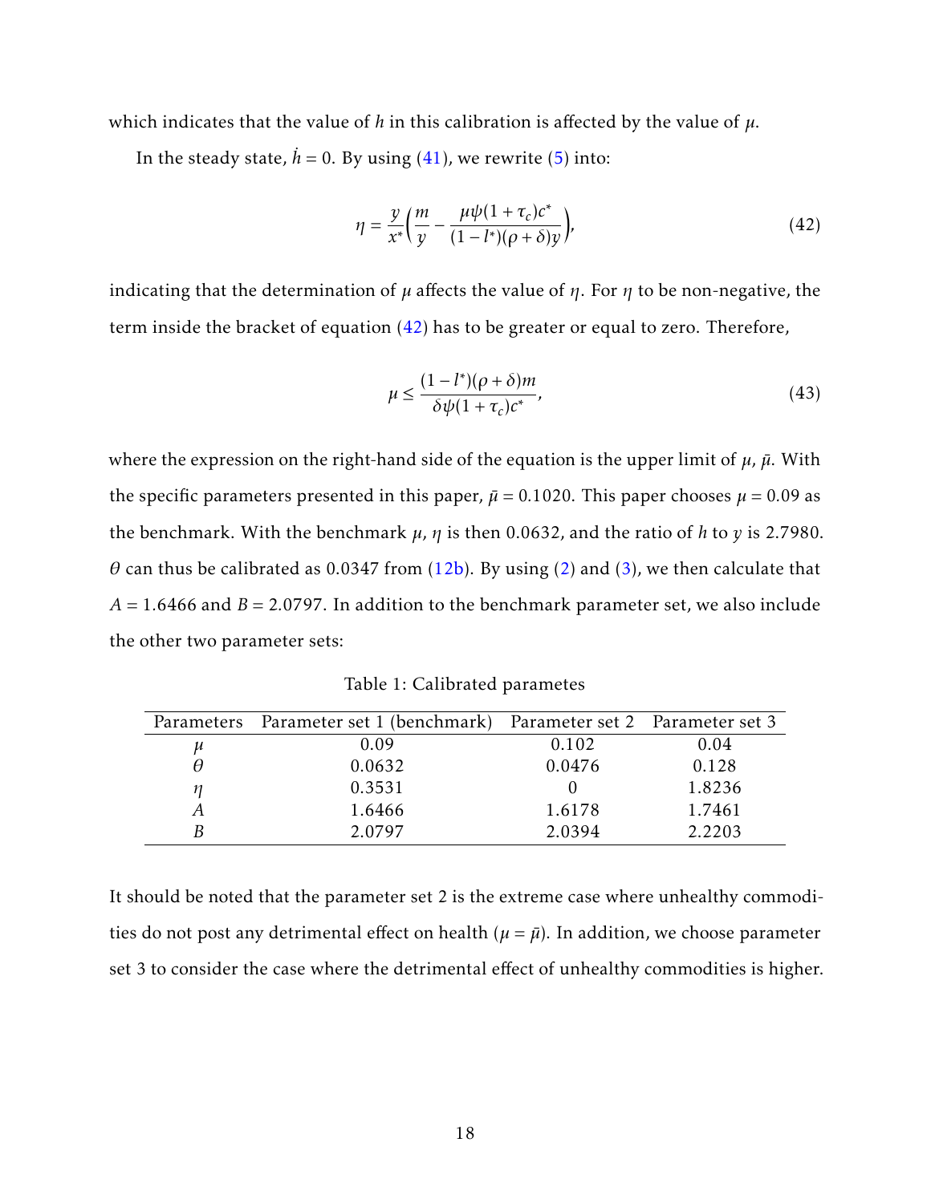which indicates that the value of $h$ in this calibration is affected by the value of $\mu$.

In the steady state, $\dot{h} = 0$. By using (41), we rewrite (5) into:

$$\eta = \frac{y}{x^*}\left(\frac{m}{y} - \frac{\mu\psi(1+\tau_c)c^*}{(1-l^*)(\rho+\delta)y}\right), \tag{42}$$

indicating that the determination of $\mu$ affects the value of $\eta$. For $\eta$ to be non-negative, the term inside the bracket of equation (42) has to be greater or equal to zero. Therefore,

$$\mu \leq \frac{(1-l^*)(\rho+\delta)m}{\delta\psi(1+\tau_c)c^*}, \tag{43}$$

where the expression on the right-hand side of the equation is the upper limit of $\mu$, $\bar{\mu}$. With the specific parameters presented in this paper, $\bar{\mu} = 0.1020$. This paper chooses $\mu = 0.09$ as the benchmark. With the benchmark $\mu$, $\eta$ is then 0.0632, and the ratio of $h$ to $y$ is 2.7980. $\theta$ can thus be calibrated as 0.0347 from (12b). By using (2) and (3), we then calculate that $A = 1.6466$ and $B = 2.0797$. In addition to the benchmark parameter set, we also include the other two parameter sets:

Table 1: Calibrated parametes

| Parameters | Parameter set 1 (benchmark) | Parameter set 2 | Parameter set 3 |
|---|---|---|---|
| $\mu$ | 0.09 | 0.102 | 0.04 |
| $\theta$ | 0.0632 | 0.0476 | 0.128 |
| $\eta$ | 0.3531 | 0 | 1.8236 |
| $A$ | 1.6466 | 1.6178 | 1.7461 |
| $B$ | 2.0797 | 2.0394 | 2.2203 |

It should be noted that the parameter set 2 is the extreme case where unhealthy commodities do not post any detrimental effect on health ($\mu = \bar{\mu}$). In addition, we choose parameter set 3 to consider the case where the detrimental effect of unhealthy commodities is higher.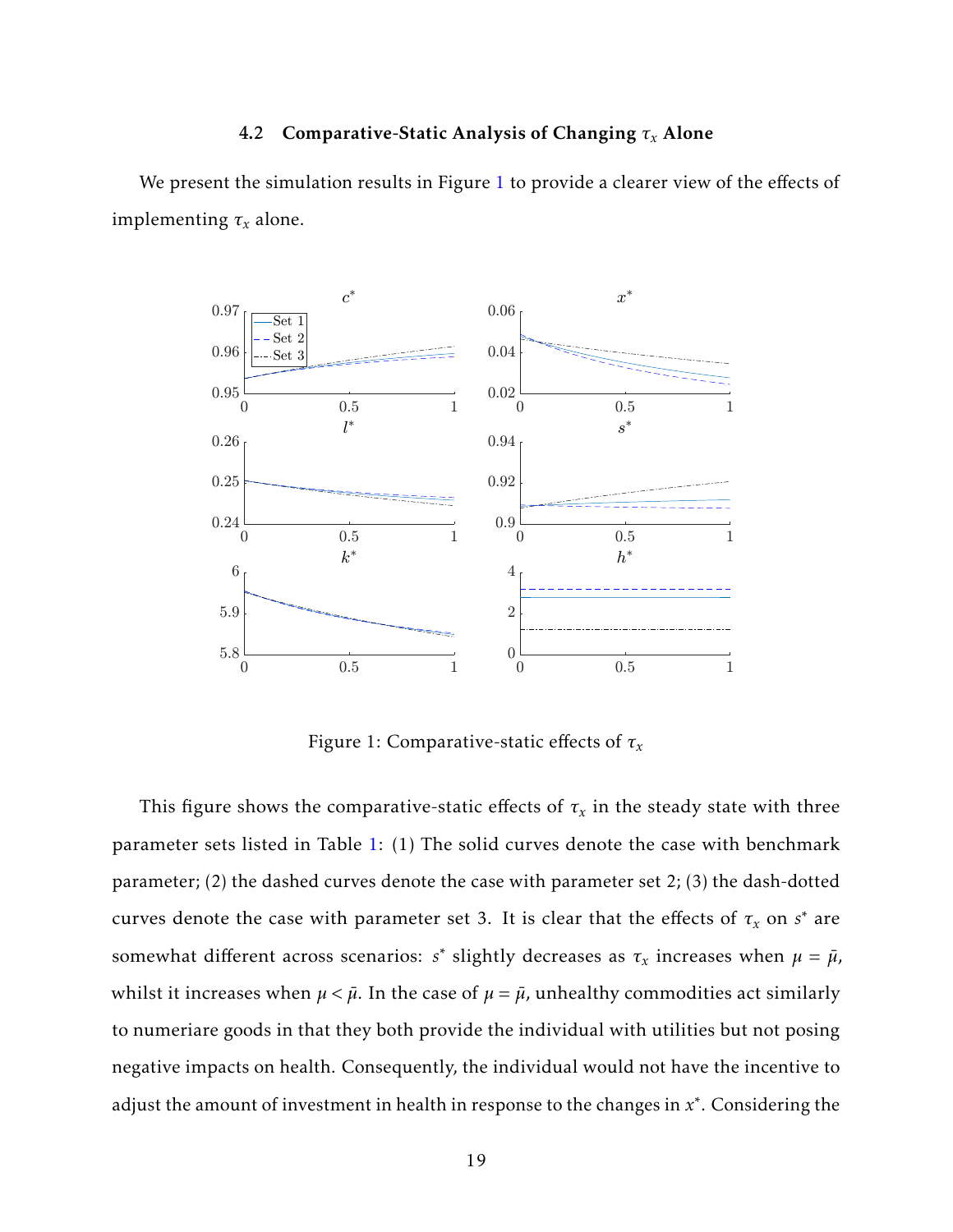### 4.2 Comparative-Static Analysis of Changing $\tau_x$ Alone

We present the simulation results in Figure 1 to provide a clearer view of the effects of implementing $\tau_x$ alone.

Figure 1: Comparative-static effects of $\tau_x$

This figure shows the comparative-static effects of $\tau_x$ in the steady state with three parameter sets listed in Table 1: (1) The solid curves denote the case with benchmark parameter; (2) the dashed curves denote the case with parameter set 2; (3) the dash-dotted curves denote the case with parameter set 3. It is clear that the effects of $\tau_x$ on $s^*$ are somewhat different across scenarios: $s^*$ slightly decreases as $\tau_x$ increases when $\mu = \bar{\mu}$, whilst it increases when $\mu < \bar{\mu}$. In the case of $\mu = \bar{\mu}$, unhealthy commodities act similarly to numeriare goods in that they both provide the individual with utilities but not posing negative impacts on health. Consequently, the individual would not have the incentive to adjust the amount of investment in health in response to the changes in $x^*$. Considering the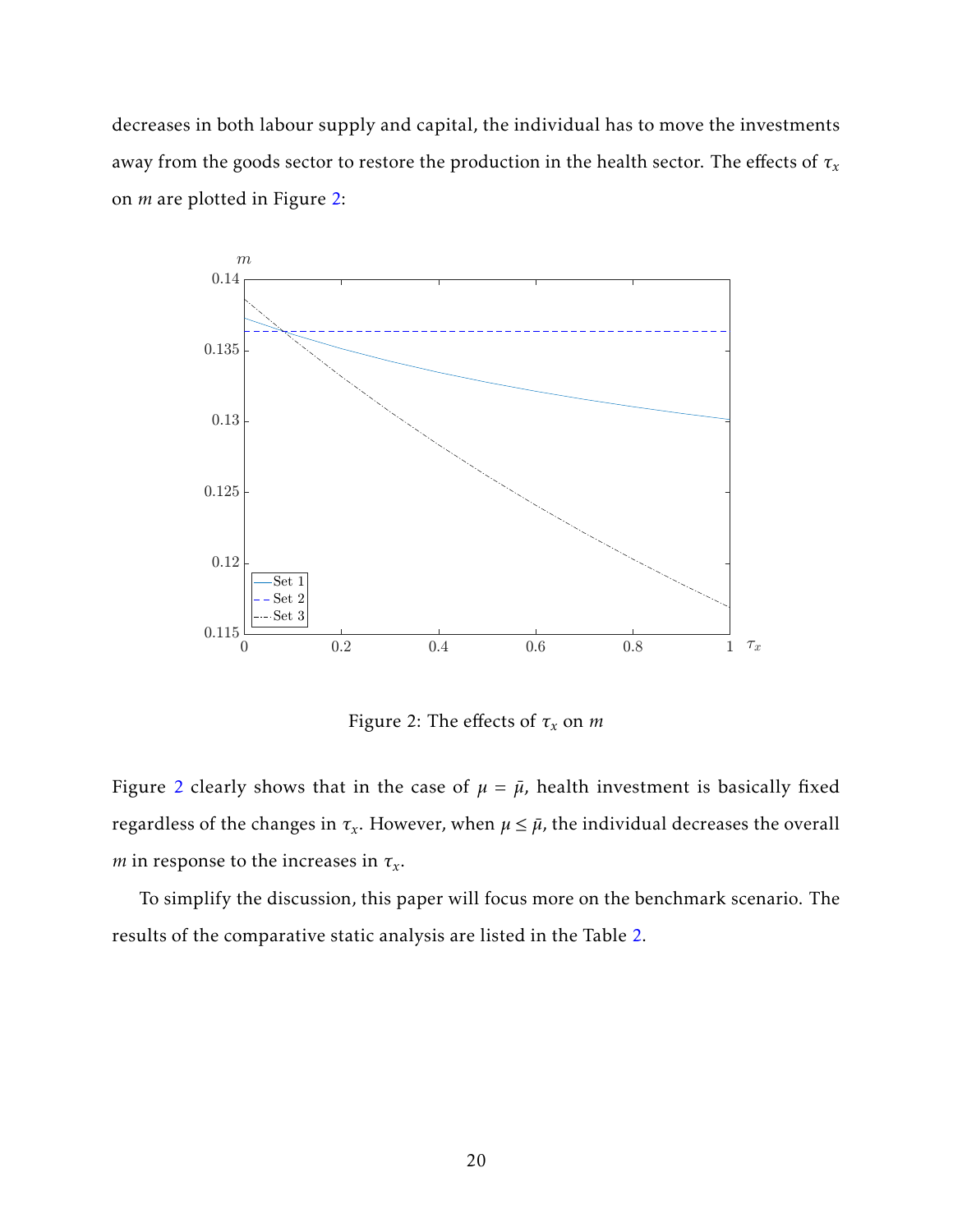decreases in both labour supply and capital, the individual has to move the investments away from the goods sector to restore the production in the health sector. The effects of $\tau_x$ on $m$ are plotted in Figure 2:

Figure 2: The effects of $\tau_x$ on $m$

Figure 2 clearly shows that in the case of $\mu = \bar{\mu}$, health investment is basically fixed regardless of the changes in $\tau_x$. However, when $\mu \leq \bar{\mu}$, the individual decreases the overall $m$ in response to the increases in $\tau_x$.

To simplify the discussion, this paper will focus more on the benchmark scenario. The results of the comparative static analysis are listed in the Table 2.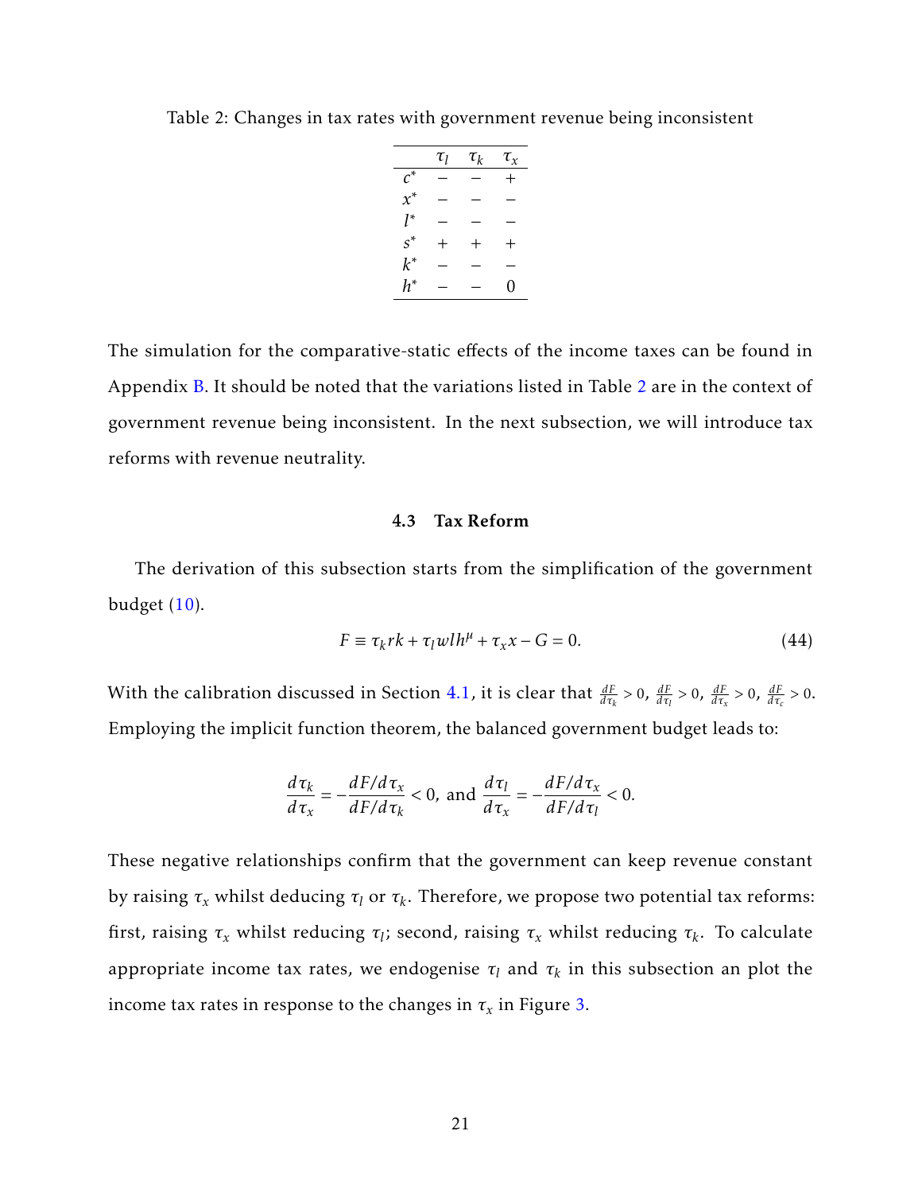Table 2: Changes in tax rates with government revenue being inconsistent

| | $\tau_l$ | $\tau_k$ | $\tau_x$ |
|---|---|---|---|
| $c^*$ | $-$ | $-$ | $+$ |
| $x^*$ | $-$ | $-$ | $-$ |
| $l^*$ | $-$ | $-$ | $-$ |
| $s^*$ | $+$ | $+$ | $+$ |
| $k^*$ | $-$ | $-$ | $-$ |
| $h^*$ | $-$ | $-$ | $0$ |

The simulation for the comparative-static effects of the income taxes can be found in Appendix B. It should be noted that the variations listed in Table 2 are in the context of government revenue being inconsistent. In the next subsection, we will introduce tax reforms with revenue neutrality.

### 4.3 Tax Reform

The derivation of this subsection starts from the simplification of the government budget (10).

$$F \equiv \tau_k r k + \tau_l w l h^{\mu} + \tau_x x - G = 0. \tag{44}$$

With the calibration discussed in Section 4.1, it is clear that $\frac{dF}{d\tau_k} > 0$, $\frac{dF}{d\tau_l} > 0$, $\frac{dF}{d\tau_x} > 0$, $\frac{dF}{d\tau_c} > 0$. Employing the implicit function theorem, the balanced government budget leads to:

$$\frac{d\tau_k}{d\tau_x} = -\frac{dF/d\tau_x}{dF/d\tau_k} < 0, \text{ and } \frac{d\tau_l}{d\tau_x} = -\frac{dF/d\tau_x}{dF/d\tau_l} < 0.$$

These negative relationships confirm that the government can keep revenue constant by raising $\tau_x$ whilst deducing $\tau_l$ or $\tau_k$. Therefore, we propose two potential tax reforms: first, raising $\tau_x$ whilst reducing $\tau_l$; second, raising $\tau_x$ whilst reducing $\tau_k$. To calculate appropriate income tax rates, we endogenise $\tau_l$ and $\tau_k$ in this subsection an plot the income tax rates in response to the changes in $\tau_x$ in Figure 3.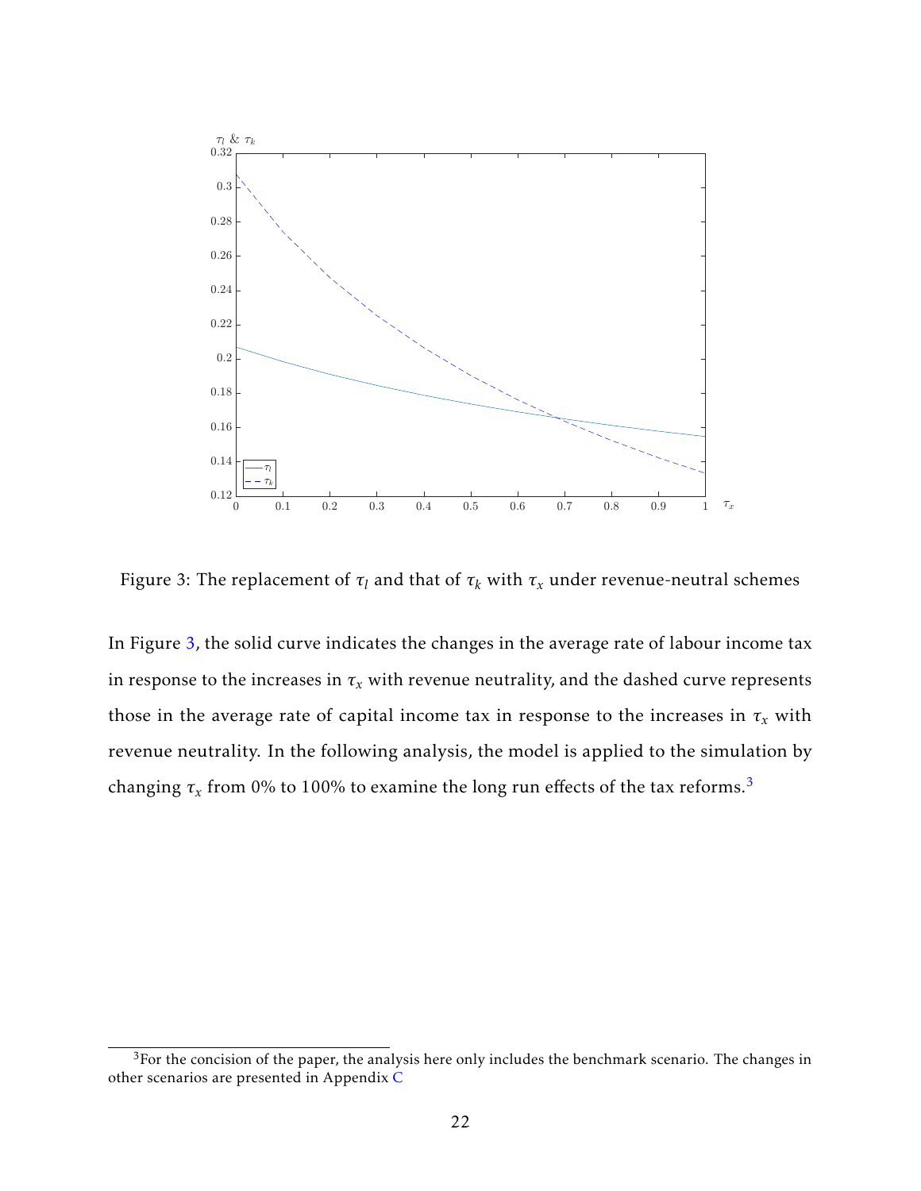Figure 3: The replacement of $\tau_l$ and that of $\tau_k$ with $\tau_x$ under revenue-neutral schemes

In Figure 3, the solid curve indicates the changes in the average rate of labour income tax in response to the increases in $\tau_x$ with revenue neutrality, and the dashed curve represents those in the average rate of capital income tax in response to the increases in $\tau_x$ with revenue neutrality. In the following analysis, the model is applied to the simulation by changing $\tau_x$ from 0% to 100% to examine the long run effects of the tax reforms.[3]

[3]For the concision of the paper, the analysis here only includes the benchmark scenario. The changes in other scenarios are presented in Appendix C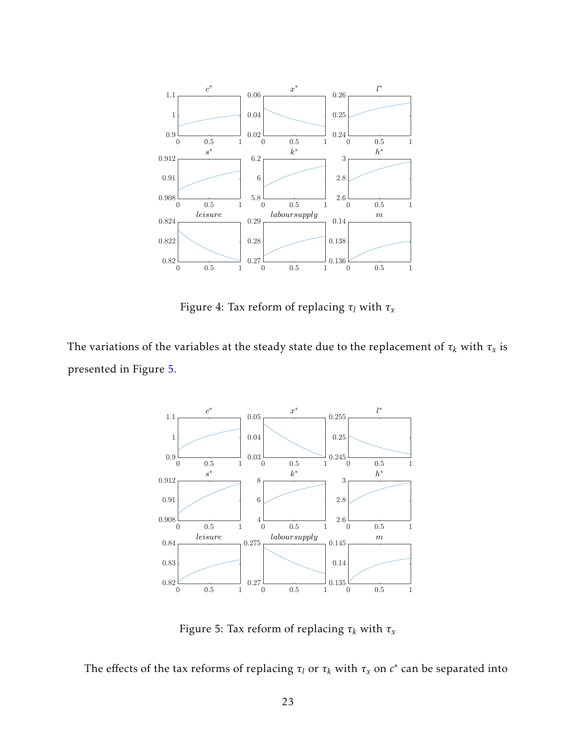Figure 4: Tax reform of replacing $\tau_l$ with $\tau_x$

The variations of the variables at the steady state due to the replacement of $\tau_k$ with $\tau_x$ is presented in Figure 5.

Figure 5: Tax reform of replacing $\tau_k$ with $\tau_x$

The effects of the tax reforms of replacing $\tau_l$ or $\tau_k$ with $\tau_x$ on $c^*$ can be separated into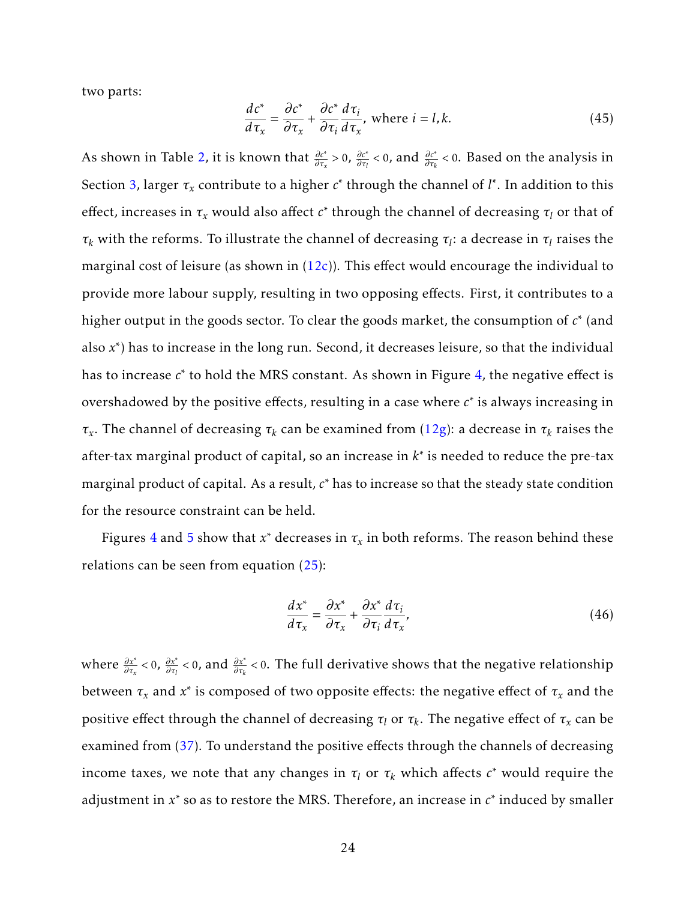two parts:

$$\frac{dc^*}{d\tau_x} = \frac{\partial c^*}{\partial \tau_x} + \frac{\partial c^*}{\partial \tau_i}\frac{d\tau_i}{d\tau_x}, \text{ where } i = l, k. \tag{45}$$

As shown in Table 2, it is known that $\frac{\partial c^*}{\partial \tau_x} > 0$, $\frac{\partial c^*}{\partial \tau_l} < 0$, and $\frac{\partial c^*}{\partial \tau_k} < 0$. Based on the analysis in Section 3, larger $\tau_x$ contribute to a higher $c^*$ through the channel of $l^*$. In addition to this effect, increases in $\tau_x$ would also affect $c^*$ through the channel of decreasing $\tau_l$ or that of $\tau_k$ with the reforms. To illustrate the channel of decreasing $\tau_l$: a decrease in $\tau_l$ raises the marginal cost of leisure (as shown in (12c)). This effect would encourage the individual to provide more labour supply, resulting in two opposing effects. First, it contributes to a higher output in the goods sector. To clear the goods market, the consumption of $c^*$ (and also $x^*$) has to increase in the long run. Second, it decreases leisure, so that the individual has to increase $c^*$ to hold the MRS constant. As shown in Figure 4, the negative effect is overshadowed by the positive effects, resulting in a case where $c^*$ is always increasing in $\tau_x$. The channel of decreasing $\tau_k$ can be examined from (12g): a decrease in $\tau_k$ raises the after-tax marginal product of capital, so an increase in $k^*$ is needed to reduce the pre-tax marginal product of capital. As a result, $c^*$ has to increase so that the steady state condition for the resource constraint can be held.

Figures 4 and 5 show that $x^*$ decreases in $\tau_x$ in both reforms. The reason behind these relations can be seen from equation (25):

$$\frac{dx^*}{d\tau_x} = \frac{\partial x^*}{\partial \tau_x} + \frac{\partial x^*}{\partial \tau_i}\frac{d\tau_i}{d\tau_x}, \tag{46}$$

where $\frac{\partial x^*}{\partial \tau_x} < 0$, $\frac{\partial x^*}{\partial \tau_l} < 0$, and $\frac{\partial x^*}{\partial \tau_k} < 0$. The full derivative shows that the negative relationship between $\tau_x$ and $x^*$ is composed of two opposite effects: the negative effect of $\tau_x$ and the positive effect through the channel of decreasing $\tau_l$ or $\tau_k$. The negative effect of $\tau_x$ can be examined from (37). To understand the positive effects through the channels of decreasing income taxes, we note that any changes in $\tau_l$ or $\tau_k$ which affects $c^*$ would require the adjustment in $x^*$ so as to restore the MRS. Therefore, an increase in $c^*$ induced by smaller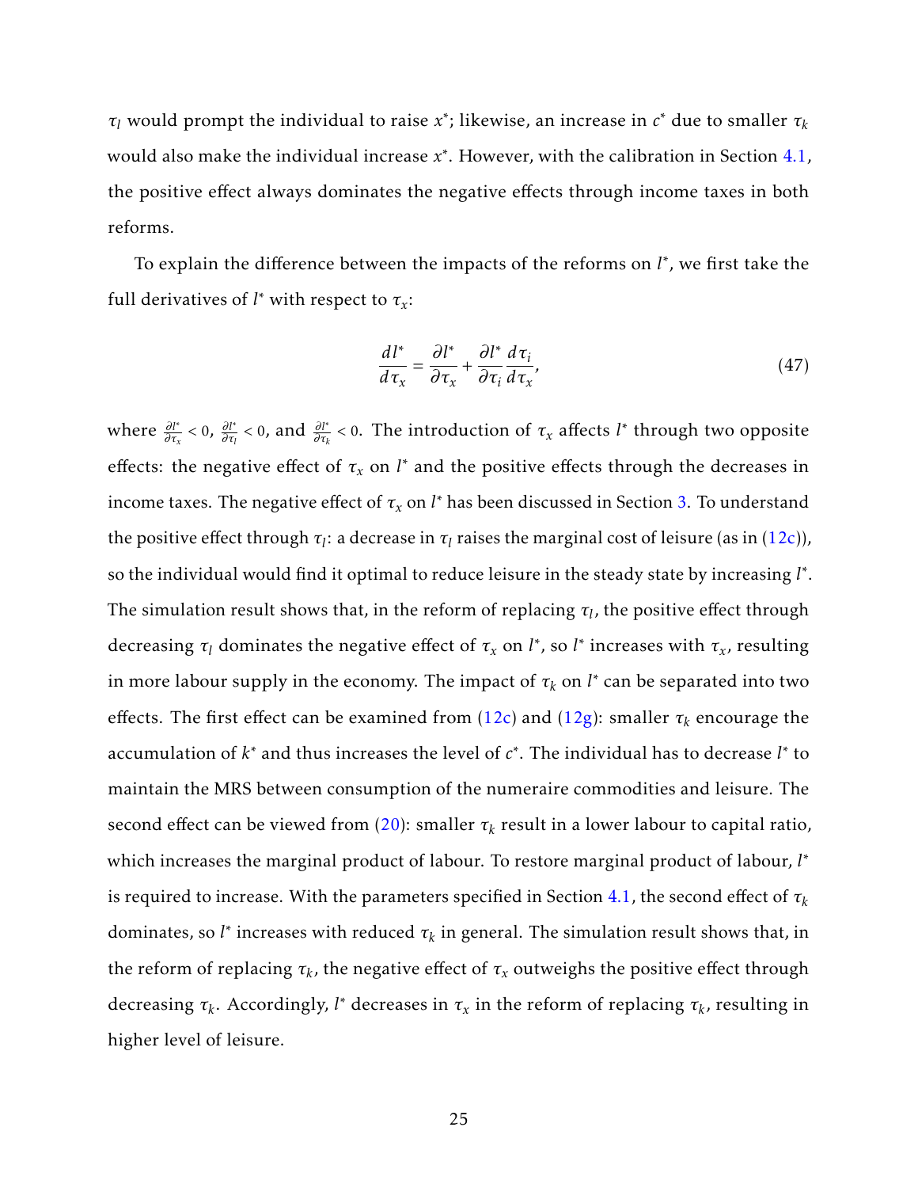$\tau_l$ would prompt the individual to raise $x^*$; likewise, an increase in $c^*$ due to smaller $\tau_k$ would also make the individual increase $x^*$. However, with the calibration in Section 4.1, the positive effect always dominates the negative effects through income taxes in both reforms.

To explain the difference between the impacts of the reforms on $l^*$, we first take the full derivatives of $l^*$ with respect to $\tau_x$:

$$\frac{dl^*}{d\tau_x} = \frac{\partial l^*}{\partial \tau_x} + \frac{\partial l^*}{\partial \tau_i}\frac{d\tau_i}{d\tau_x}, \tag{47}$$

where $\frac{\partial l^*}{\partial \tau_x} < 0$, $\frac{\partial l^*}{\partial \tau_l} < 0$, and $\frac{\partial l^*}{\partial \tau_k} < 0$. The introduction of $\tau_x$ affects $l^*$ through two opposite effects: the negative effect of $\tau_x$ on $l^*$ and the positive effects through the decreases in income taxes. The negative effect of $\tau_x$ on $l^*$ has been discussed in Section 3. To understand the positive effect through $\tau_l$: a decrease in $\tau_l$ raises the marginal cost of leisure (as in (12c)), so the individual would find it optimal to reduce leisure in the steady state by increasing $l^*$. The simulation result shows that, in the reform of replacing $\tau_l$, the positive effect through decreasing $\tau_l$ dominates the negative effect of $\tau_x$ on $l^*$, so $l^*$ increases with $\tau_x$, resulting in more labour supply in the economy. The impact of $\tau_k$ on $l^*$ can be separated into two effects. The first effect can be examined from (12c) and (12g): smaller $\tau_k$ encourage the accumulation of $k^*$ and thus increases the level of $c^*$. The individual has to decrease $l^*$ to maintain the MRS between consumption of the numeraire commodities and leisure. The second effect can be viewed from (20): smaller $\tau_k$ result in a lower labour to capital ratio, which increases the marginal product of labour. To restore marginal product of labour, $l^*$ is required to increase. With the parameters specified in Section 4.1, the second effect of $\tau_k$ dominates, so $l^*$ increases with reduced $\tau_k$ in general. The simulation result shows that, in the reform of replacing $\tau_k$, the negative effect of $\tau_x$ outweighs the positive effect through decreasing $\tau_k$. Accordingly, $l^*$ decreases in $\tau_x$ in the reform of replacing $\tau_k$, resulting in higher level of leisure.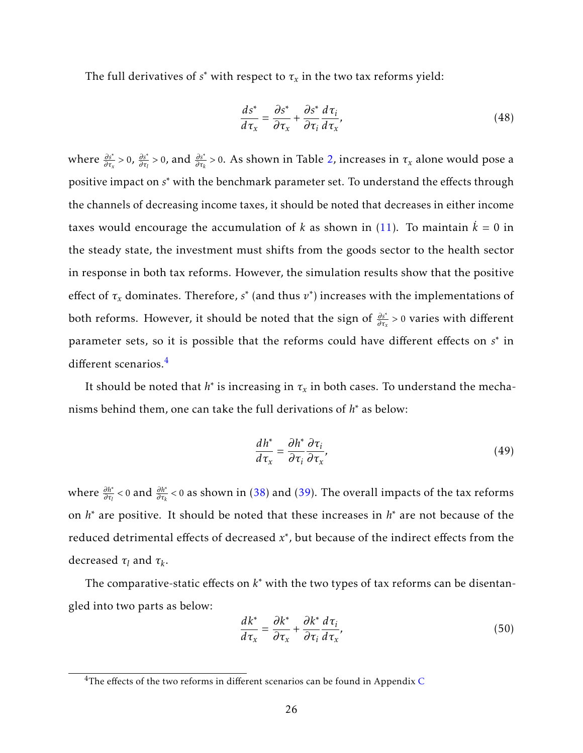The full derivatives of $s^*$ with respect to $\tau_x$ in the two tax reforms yield:

$$\frac{ds^*}{d\tau_x} = \frac{\partial s^*}{\partial \tau_x} + \frac{\partial s^*}{\partial \tau_i}\frac{d\tau_i}{d\tau_x}, \tag{48}$$

where $\frac{\partial s^*}{\partial \tau_x} > 0$, $\frac{\partial s^*}{\partial \tau_l} > 0$, and $\frac{\partial s^*}{\partial \tau_k} > 0$. As shown in Table 2, increases in $\tau_x$ alone would pose a positive impact on $s^*$ with the benchmark parameter set. To understand the effects through the channels of decreasing income taxes, it should be noted that decreases in either income taxes would encourage the accumulation of $k$ as shown in (11). To maintain $\dot{k} = 0$ in the steady state, the investment must shifts from the goods sector to the health sector in response in both tax reforms. However, the simulation results show that the positive effect of $\tau_x$ dominates. Therefore, $s^*$ (and thus $v^*$) increases with the implementations of both reforms. However, it should be noted that the sign of $\frac{\partial s^*}{\partial \tau_x} > 0$ varies with different parameter sets, so it is possible that the reforms could have different effects on $s^*$ in different scenarios.[4]

It should be noted that $h^*$ is increasing in $\tau_x$ in both cases. To understand the mechanisms behind them, one can take the full derivations of $h^*$ as below:

$$\frac{dh^*}{d\tau_x} = \frac{\partial h^*}{\partial \tau_i}\frac{\partial \tau_i}{\partial \tau_x}, \tag{49}$$

where $\frac{\partial h^*}{\partial \tau_l} < 0$ and $\frac{\partial h^*}{\partial \tau_k} < 0$ as shown in (38) and (39). The overall impacts of the tax reforms on $h^*$ are positive. It should be noted that these increases in $h^*$ are not because of the reduced detrimental effects of decreased $x^*$, but because of the indirect effects from the decreased $\tau_l$ and $\tau_k$.

The comparative-static effects on $k^*$ with the two types of tax reforms can be disentangled into two parts as below:

$$\frac{dk^*}{d\tau_x} = \frac{\partial k^*}{\partial \tau_x} + \frac{\partial k^*}{\partial \tau_i}\frac{d\tau_i}{d\tau_x}, \tag{50}$$

[4] The effects of the two reforms in different scenarios can be found in Appendix C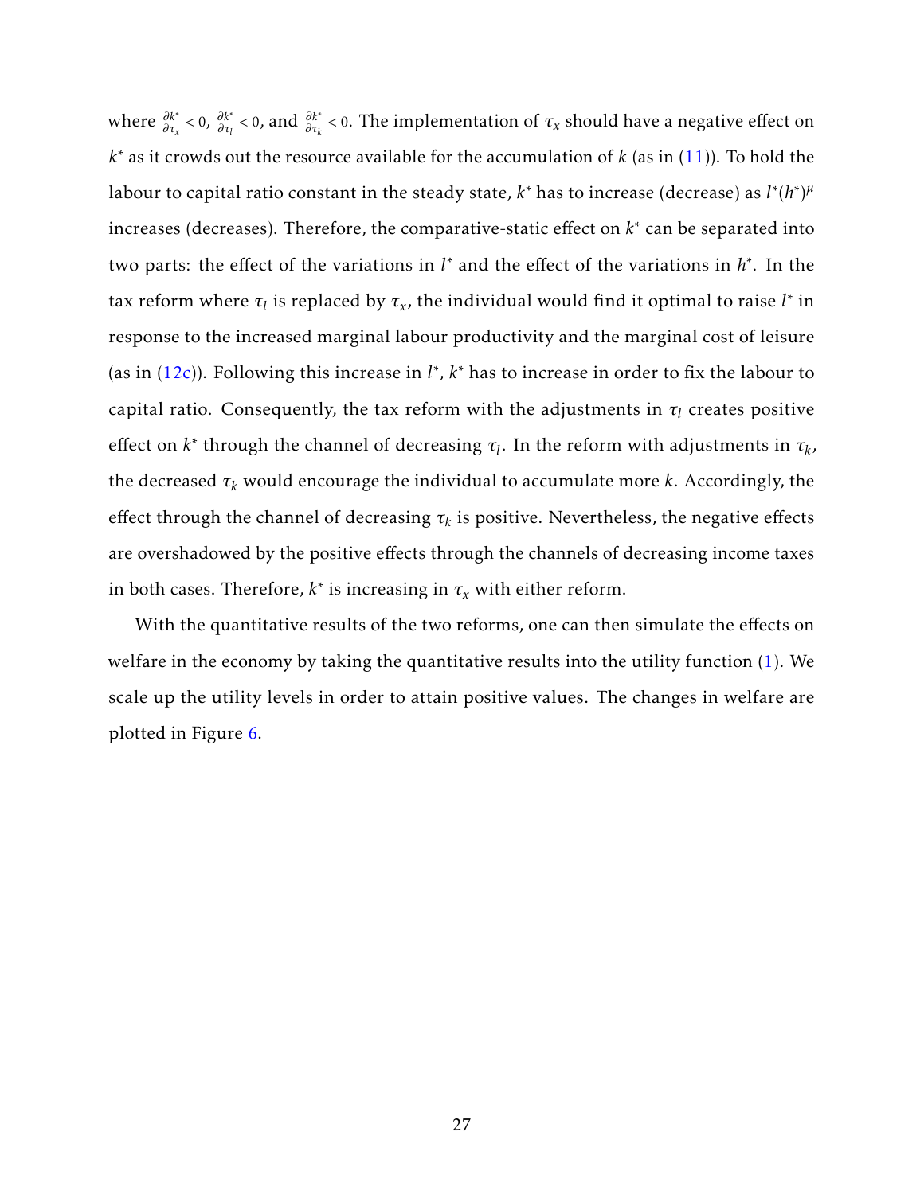where $\frac{\partial k^*}{\partial \tau_x} < 0$, $\frac{\partial k^*}{\partial \tau_l} < 0$, and $\frac{\partial k^*}{\partial \tau_k} < 0$. The implementation of $\tau_x$ should have a negative effect on $k^*$ as it crowds out the resource available for the accumulation of $k$ (as in (11)). To hold the labour to capital ratio constant in the steady state, $k^*$ has to increase (decrease) as $l^*(h^*)^\mu$ increases (decreases). Therefore, the comparative-static effect on $k^*$ can be separated into two parts: the effect of the variations in $l^*$ and the effect of the variations in $h^*$. In the tax reform where $\tau_l$ is replaced by $\tau_x$, the individual would find it optimal to raise $l^*$ in response to the increased marginal labour productivity and the marginal cost of leisure (as in (12c)). Following this increase in $l^*$, $k^*$ has to increase in order to fix the labour to capital ratio. Consequently, the tax reform with the adjustments in $\tau_l$ creates positive effect on $k^*$ through the channel of decreasing $\tau_l$. In the reform with adjustments in $\tau_k$, the decreased $\tau_k$ would encourage the individual to accumulate more $k$. Accordingly, the effect through the channel of decreasing $\tau_k$ is positive. Nevertheless, the negative effects are overshadowed by the positive effects through the channels of decreasing income taxes in both cases. Therefore, $k^*$ is increasing in $\tau_x$ with either reform.

With the quantitative results of the two reforms, one can then simulate the effects on welfare in the economy by taking the quantitative results into the utility function (1). We scale up the utility levels in order to attain positive values. The changes in welfare are plotted in Figure 6.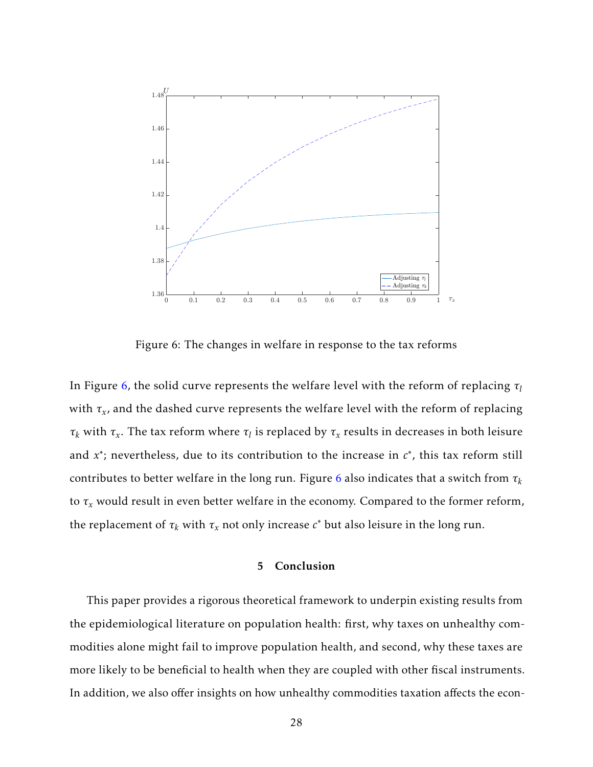Figure 6: The changes in welfare in response to the tax reforms

In Figure 6, the solid curve represents the welfare level with the reform of replacing $\tau_l$ with $\tau_x$, and the dashed curve represents the welfare level with the reform of replacing $\tau_k$ with $\tau_x$. The tax reform where $\tau_l$ is replaced by $\tau_x$ results in decreases in both leisure and $x^*$; nevertheless, due to its contribution to the increase in $c^*$, this tax reform still contributes to better welfare in the long run. Figure 6 also indicates that a switch from $\tau_k$ to $\tau_x$ would result in even better welfare in the economy. Compared to the former reform, the replacement of $\tau_k$ with $\tau_x$ not only increase $c^*$ but also leisure in the long run.

## 5 Conclusion

This paper provides a rigorous theoretical framework to underpin existing results from the epidemiological literature on population health: first, why taxes on unhealthy commodities alone might fail to improve population health, and second, why these taxes are more likely to be beneficial to health when they are coupled with other fiscal instruments. In addition, we also offer insights on how unhealthy commodities taxation affects the econ-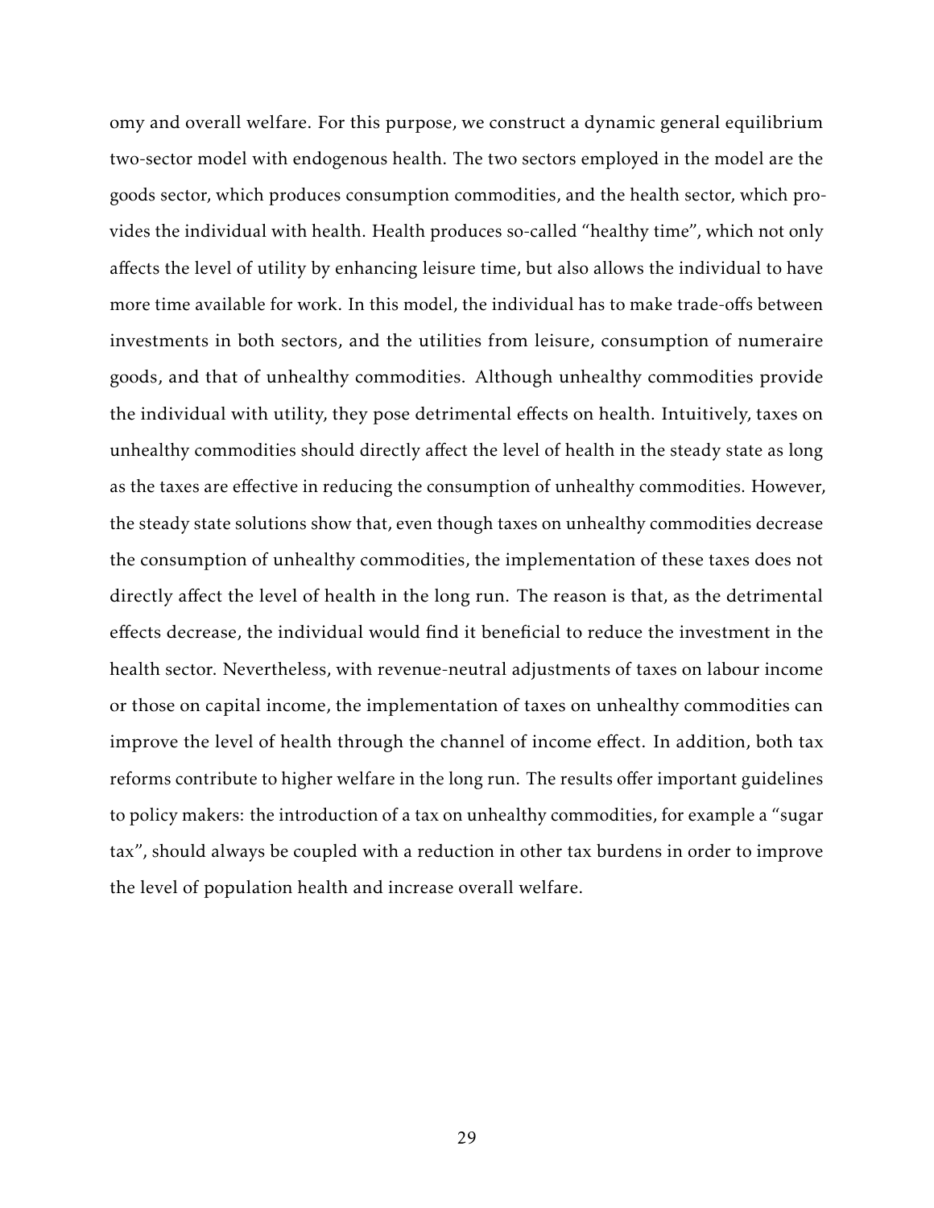omy and overall welfare. For this purpose, we construct a dynamic general equilibrium two-sector model with endogenous health. The two sectors employed in the model are the goods sector, which produces consumption commodities, and the health sector, which provides the individual with health. Health produces so-called "healthy time", which not only affects the level of utility by enhancing leisure time, but also allows the individual to have more time available for work. In this model, the individual has to make trade-offs between investments in both sectors, and the utilities from leisure, consumption of numeraire goods, and that of unhealthy commodities. Although unhealthy commodities provide the individual with utility, they pose detrimental effects on health. Intuitively, taxes on unhealthy commodities should directly affect the level of health in the steady state as long as the taxes are effective in reducing the consumption of unhealthy commodities. However, the steady state solutions show that, even though taxes on unhealthy commodities decrease the consumption of unhealthy commodities, the implementation of these taxes does not directly affect the level of health in the long run. The reason is that, as the detrimental effects decrease, the individual would find it beneficial to reduce the investment in the health sector. Nevertheless, with revenue-neutral adjustments of taxes on labour income or those on capital income, the implementation of taxes on unhealthy commodities can improve the level of health through the channel of income effect. In addition, both tax reforms contribute to higher welfare in the long run. The results offer important guidelines to policy makers: the introduction of a tax on unhealthy commodities, for example a "sugar tax", should always be coupled with a reduction in other tax burdens in order to improve the level of population health and increase overall welfare.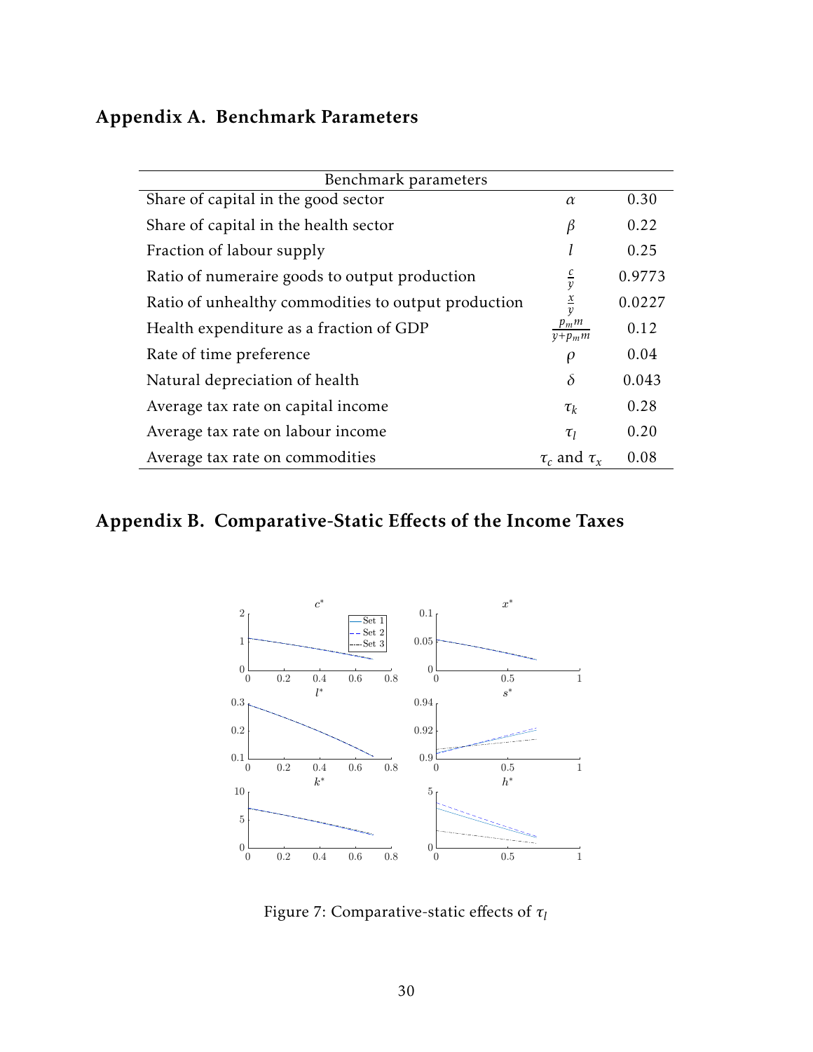# Appendix A. Benchmark Parameters

| Benchmark parameters | | |
|---|---|---|
| Share of capital in the good sector | $\alpha$ | 0.30 |
| Share of capital in the health sector | $\beta$ | 0.22 |
| Fraction of labour supply | $l$ | 0.25 |
| Ratio of numeraire goods to output production | $\frac{c}{y}$ | 0.9773 |
| Ratio of unhealthy commodities to output production | $\frac{x}{y}$ | 0.0227 |
| Health expenditure as a fraction of GDP | $\frac{p_m m}{y+p_m m}$ | 0.12 |
| Rate of time preference | $\rho$ | 0.04 |
| Natural depreciation of health | $\delta$ | 0.043 |
| Average tax rate on capital income | $\tau_k$ | 0.28 |
| Average tax rate on labour income | $\tau_l$ | 0.20 |
| Average tax rate on commodities | $\tau_c$ and $\tau_x$ | 0.08 |

# Appendix B. Comparative-Static Effects of the Income Taxes

Figure 7: Comparative-static effects of $\tau_l$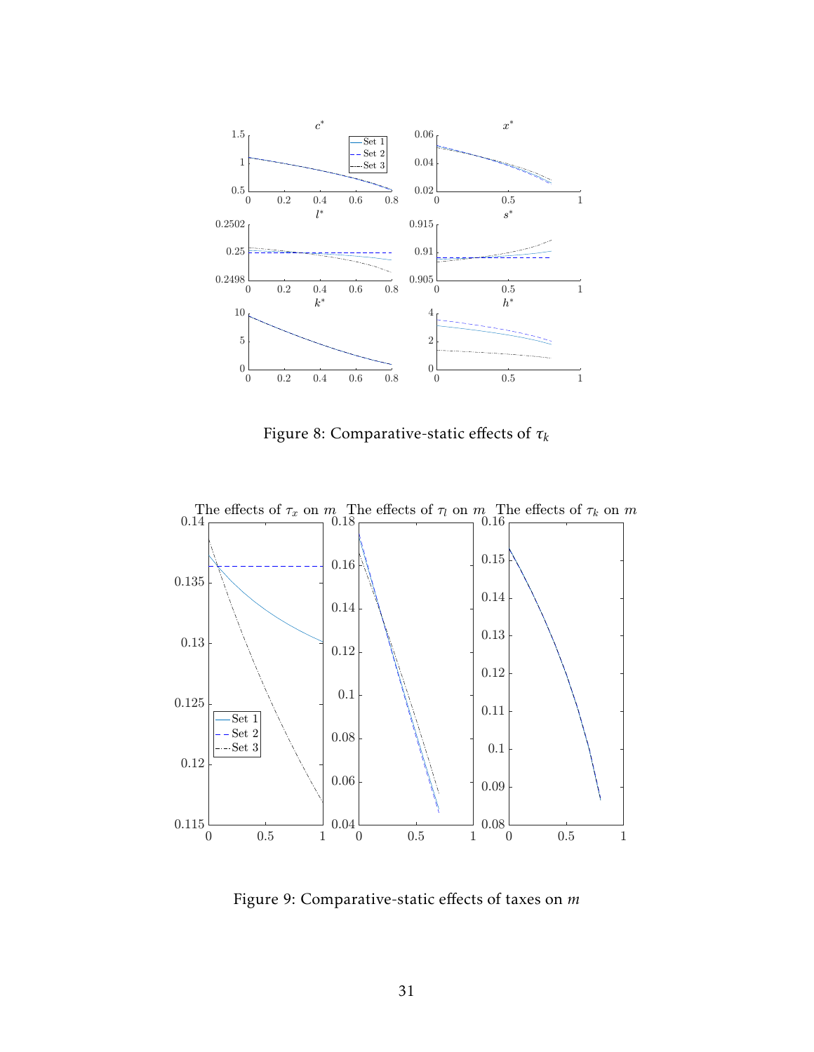Figure 8: Comparative-static effects of $\tau_k$

Figure 9: Comparative-static effects of taxes on $m$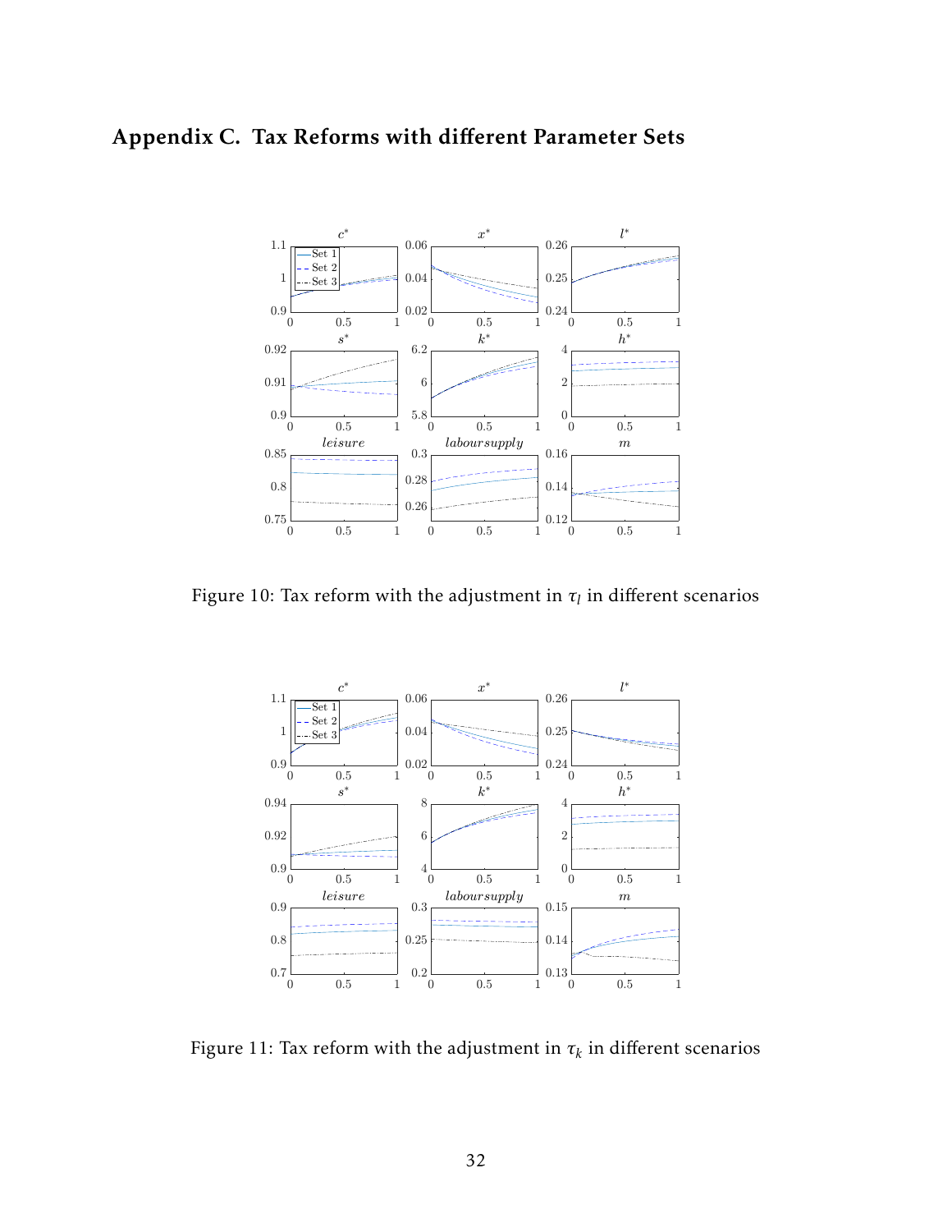## Appendix C. Tax Reforms with different Parameter Sets

Figure 10: Tax reform with the adjustment in $\tau_l$ in different scenarios

Figure 11: Tax reform with the adjustment in $\tau_k$ in different scenarios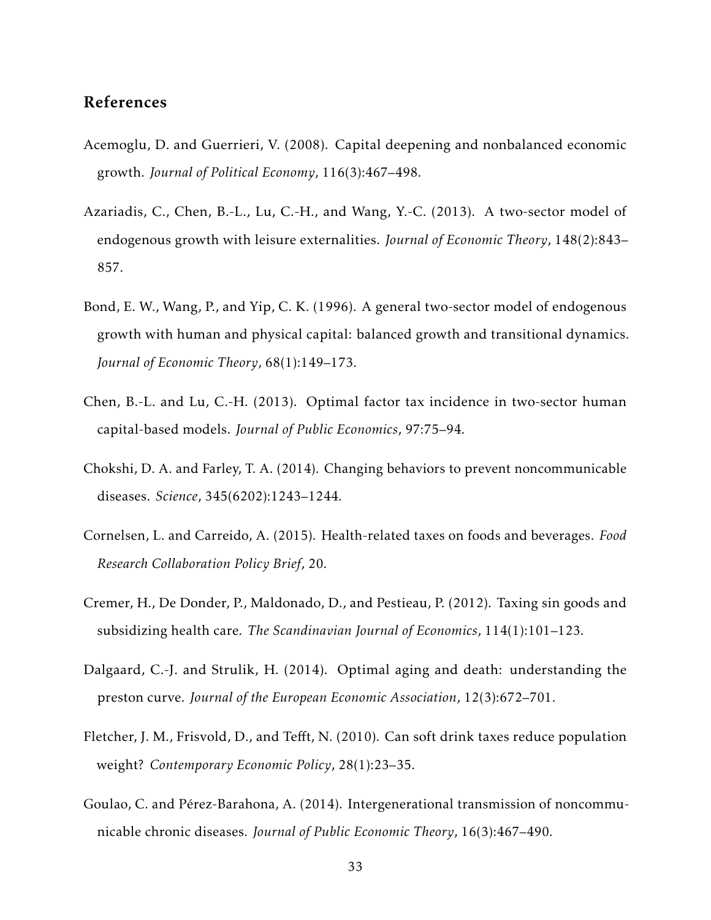## References

Acemoglu, D. and Guerrieri, V. (2008). Capital deepening and nonbalanced economic growth. *Journal of Political Economy*, 116(3):467–498.

Azariadis, C., Chen, B.-L., Lu, C.-H., and Wang, Y.-C. (2013). A two-sector model of endogenous growth with leisure externalities. *Journal of Economic Theory*, 148(2):843–857.

Bond, E. W., Wang, P., and Yip, C. K. (1996). A general two-sector model of endogenous growth with human and physical capital: balanced growth and transitional dynamics. *Journal of Economic Theory*, 68(1):149–173.

Chen, B.-L. and Lu, C.-H. (2013). Optimal factor tax incidence in two-sector human capital-based models. *Journal of Public Economics*, 97:75–94.

Chokshi, D. A. and Farley, T. A. (2014). Changing behaviors to prevent noncommunicable diseases. *Science*, 345(6202):1243–1244.

Cornelsen, L. and Carreido, A. (2015). Health-related taxes on foods and beverages. *Food Research Collaboration Policy Brief*, 20.

Cremer, H., De Donder, P., Maldonado, D., and Pestieau, P. (2012). Taxing sin goods and subsidizing health care. *The Scandinavian Journal of Economics*, 114(1):101–123.

Dalgaard, C.-J. and Strulik, H. (2014). Optimal aging and death: understanding the preston curve. *Journal of the European Economic Association*, 12(3):672–701.

Fletcher, J. M., Frisvold, D., and Tefft, N. (2010). Can soft drink taxes reduce population weight? *Contemporary Economic Policy*, 28(1):23–35.

Goulao, C. and Pérez-Barahona, A. (2014). Intergenerational transmission of noncommunicable chronic diseases. *Journal of Public Economic Theory*, 16(3):467–490.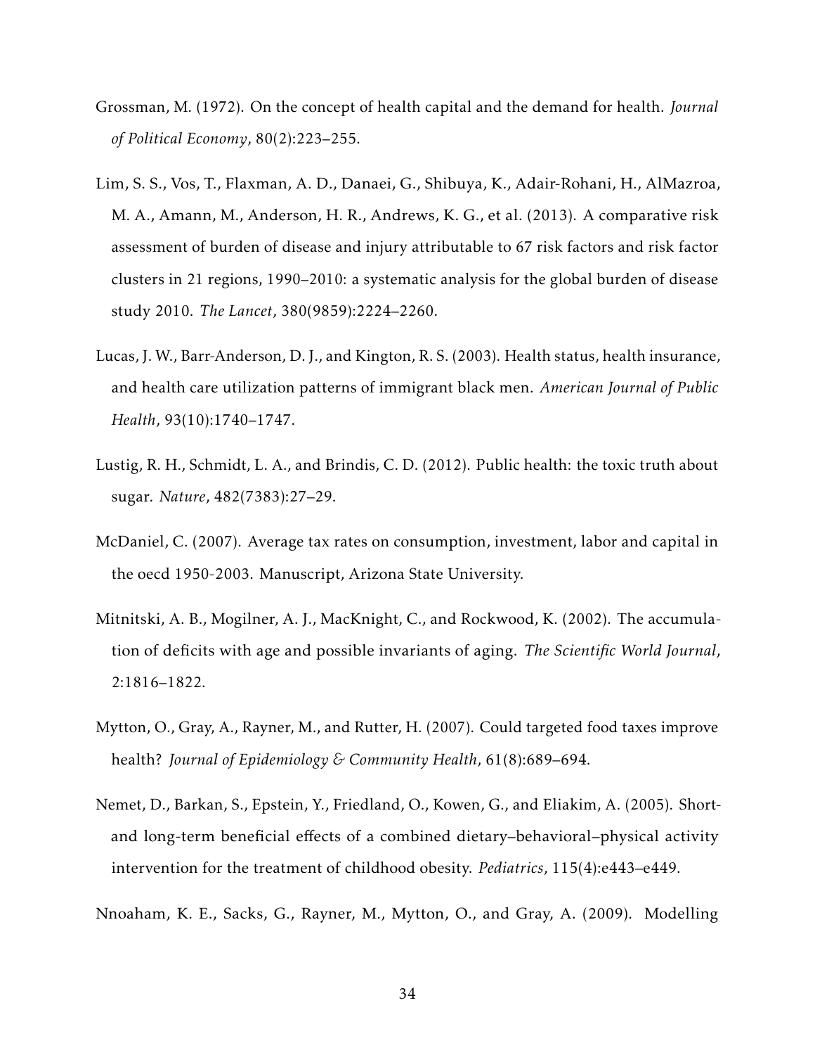Grossman, M. (1972). On the concept of health capital and the demand for health. *Journal of Political Economy*, 80(2):223–255.

Lim, S. S., Vos, T., Flaxman, A. D., Danaei, G., Shibuya, K., Adair-Rohani, H., AlMazroa, M. A., Amann, M., Anderson, H. R., Andrews, K. G., et al. (2013). A comparative risk assessment of burden of disease and injury attributable to 67 risk factors and risk factor clusters in 21 regions, 1990–2010: a systematic analysis for the global burden of disease study 2010. *The Lancet*, 380(9859):2224–2260.

Lucas, J. W., Barr-Anderson, D. J., and Kington, R. S. (2003). Health status, health insurance, and health care utilization patterns of immigrant black men. *American Journal of Public Health*, 93(10):1740–1747.

Lustig, R. H., Schmidt, L. A., and Brindis, C. D. (2012). Public health: the toxic truth about sugar. *Nature*, 482(7383):27–29.

McDaniel, C. (2007). Average tax rates on consumption, investment, labor and capital in the oecd 1950-2003. Manuscript, Arizona State University.

Mitnitski, A. B., Mogilner, A. J., MacKnight, C., and Rockwood, K. (2002). The accumulation of deficits with age and possible invariants of aging. *The Scientific World Journal*, 2:1816–1822.

Mytton, O., Gray, A., Rayner, M., and Rutter, H. (2007). Could targeted food taxes improve health? *Journal of Epidemiology & Community Health*, 61(8):689–694.

Nemet, D., Barkan, S., Epstein, Y., Friedland, O., Kowen, G., and Eliakim, A. (2005). Short- and long-term beneficial effects of a combined dietary–behavioral–physical activity intervention for the treatment of childhood obesity. *Pediatrics*, 115(4):e443–e449.

Nnoaham, K. E., Sacks, G., Rayner, M., Mytton, O., and Gray, A. (2009). Modelling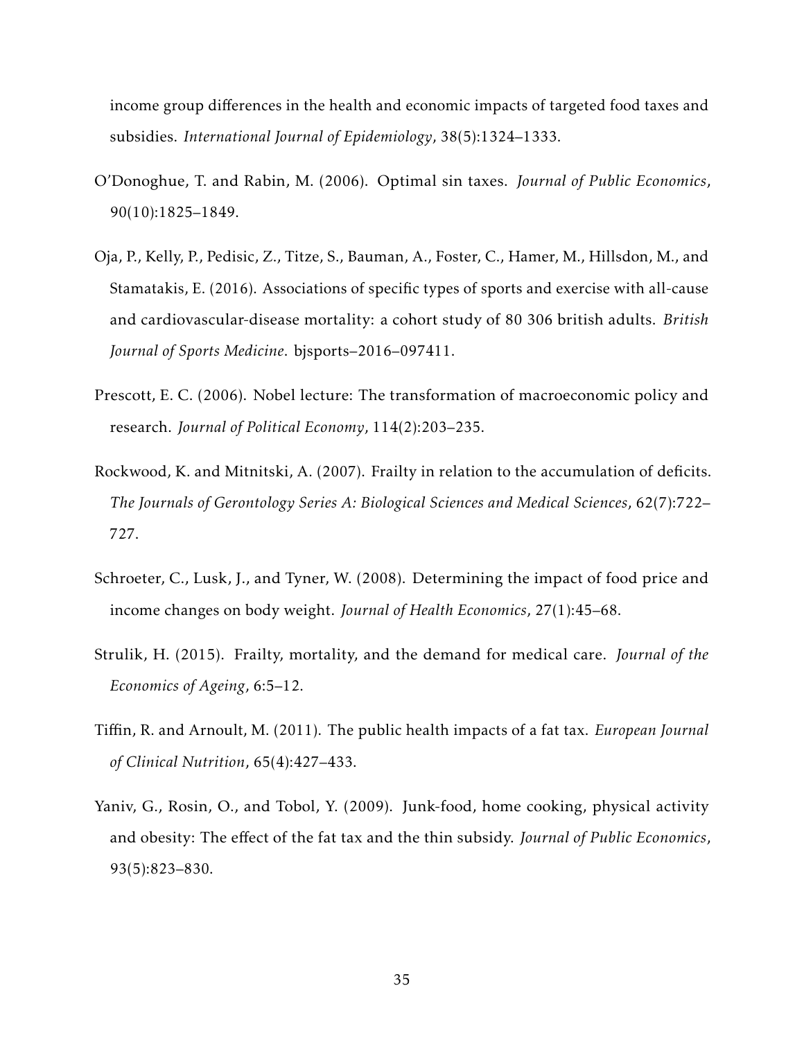income group differences in the health and economic impacts of targeted food taxes and subsidies. *International Journal of Epidemiology*, 38(5):1324–1333.

O'Donoghue, T. and Rabin, M. (2006). Optimal sin taxes. *Journal of Public Economics*, 90(10):1825–1849.

Oja, P., Kelly, P., Pedisic, Z., Titze, S., Bauman, A., Foster, C., Hamer, M., Hillsdon, M., and Stamatakis, E. (2016). Associations of specific types of sports and exercise with all-cause and cardiovascular-disease mortality: a cohort study of 80 306 british adults. *British Journal of Sports Medicine*. bjsports–2016–097411.

Prescott, E. C. (2006). Nobel lecture: The transformation of macroeconomic policy and research. *Journal of Political Economy*, 114(2):203–235.

Rockwood, K. and Mitnitski, A. (2007). Frailty in relation to the accumulation of deficits. *The Journals of Gerontology Series A: Biological Sciences and Medical Sciences*, 62(7):722–727.

Schroeter, C., Lusk, J., and Tyner, W. (2008). Determining the impact of food price and income changes on body weight. *Journal of Health Economics*, 27(1):45–68.

Strulik, H. (2015). Frailty, mortality, and the demand for medical care. *Journal of the Economics of Ageing*, 6:5–12.

Tiffin, R. and Arnoult, M. (2011). The public health impacts of a fat tax. *European Journal of Clinical Nutrition*, 65(4):427–433.

Yaniv, G., Rosin, O., and Tobol, Y. (2009). Junk-food, home cooking, physical activity and obesity: The effect of the fat tax and the thin subsidy. *Journal of Public Economics*, 93(5):823–830.